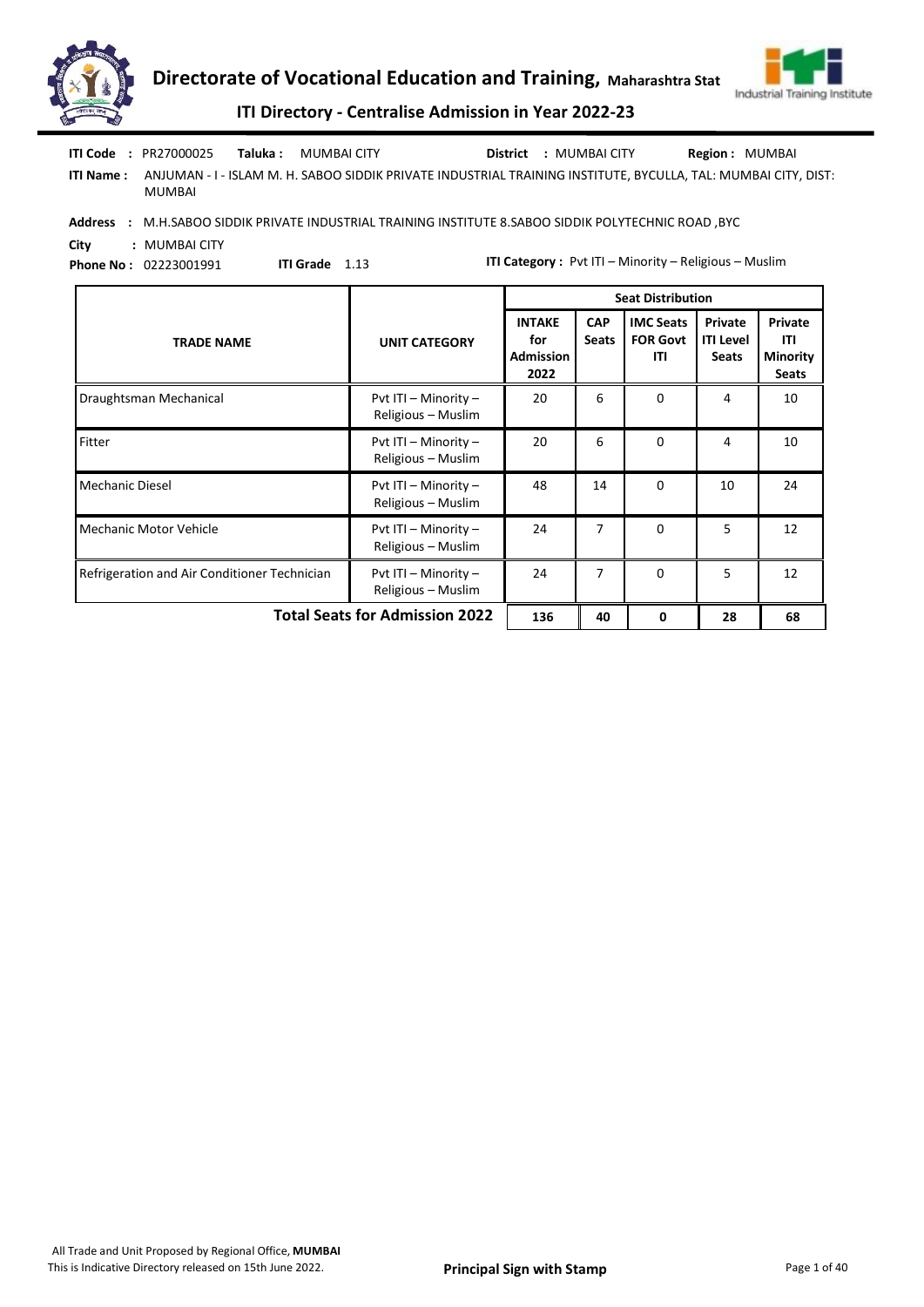# Directorate of Vocational Education and Training, Maharashtra Stat

## ITI Directory - Centralise Admission in Year 2022-23

**ITI Code :** PR27000025 **Taluka :** MUMBAI CITY **District :** MUMBAI CITY **Region :** MUMBAI

**ITI Name :** ANJUMAN - I - ISLAM M. H. SABOO SIDDIK PRIVATE INDUSTRIAL TRAINING INSTITUTE, BYCULLA, TAL: MUMBAI CITY, DIST: MUMBAI

**Address :** M.H.SABOO SIDDIK PRIVATE INDUSTRIAL TRAINING INSTITUTE 8.SABOO SIDDIK POLYTECHNIC ROAD ,BYC

**City :** MUMBAI CITY

**Phone No :** 02223001991 **ITI Grade** 1.13 **ITI Category :** Pvt ITI – Minority – Religious – Muslim

| TRADE NAME | UNIT CATEGORY | Seat Distribution | | | | |
|---|---|---|---|---|---|---|
| | | INTAKE for Admission 2022 | CAP Seats | IMC Seats FOR Govt ITI | Private ITI Level Seats | Private ITI Minority Seats |
| Draughtsman Mechanical | Pvt ITI – Minority – Religious – Muslim | 20 | 6 | 0 | 4 | 10 |
| Fitter | Pvt ITI – Minority – Religious – Muslim | 20 | 6 | 0 | 4 | 10 |
| Mechanic Diesel | Pvt ITI – Minority – Religious – Muslim | 48 | 14 | 0 | 10 | 24 |
| Mechanic Motor Vehicle | Pvt ITI – Minority – Religious – Muslim | 24 | 7 | 0 | 5 | 12 |
| Refrigeration and Air Conditioner Technician | Pvt ITI – Minority – Religious – Muslim | 24 | 7 | 0 | 5 | 12 |
| **Total Seats for Admission 2022** | | **136** | **40** | **0** | **28** | **68** |

All Trade and Unit Proposed by Regional Office, **MUMBAI**
This is Indicative Directory released on 15th June 2022.

**Principal Sign with Stamp**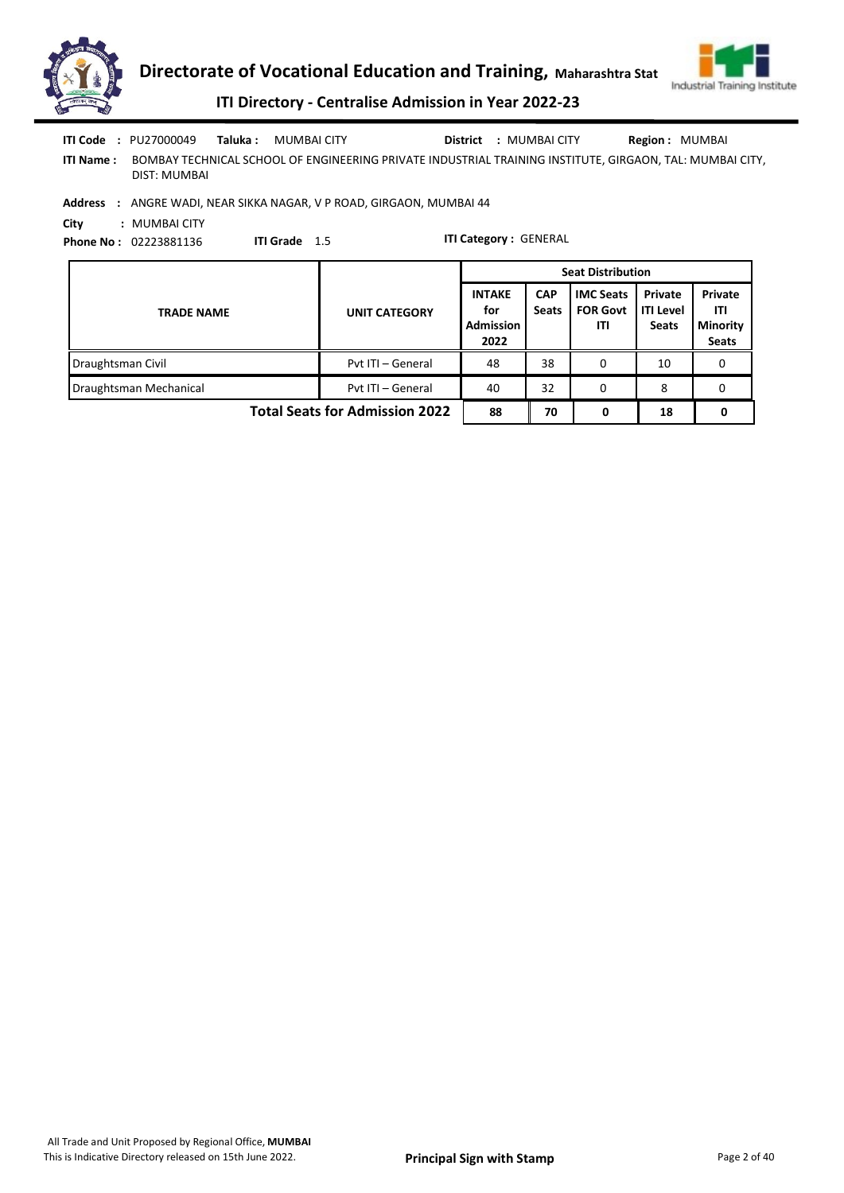**ITI Code :** PU27000049 **Taluka :** MUMBAI CITY **District :** MUMBAI CITY **Region :** MUMBAI

**ITI Name :** BOMBAY TECHNICAL SCHOOL OF ENGINEERING PRIVATE INDUSTRIAL TRAINING INSTITUTE, GIRGAON, TAL: MUMBAI CITY, DIST: MUMBAI

**Address :** ANGRE WADI, NEAR SIKKA NAGAR, V P ROAD, GIRGAON, MUMBAI 44

**City :** MUMBAI CITY

**Phone No :** 02223881136 **ITI Grade** 1.5 **ITI Category :** GENERAL

| TRADE NAME | UNIT CATEGORY | Seat Distribution | | | | |
|---|---|---|---|---|---|---|
| | | INTAKE for Admission 2022 | CAP Seats | IMC Seats FOR Govt ITI | Private ITI Level Seats | Private ITI Minority Seats |
| Draughtsman Civil | Pvt ITI – General | 48 | 38 | 0 | 10 | 0 |
| Draughtsman Mechanical | Pvt ITI – General | 40 | 32 | 0 | 8 | 0 |
| | **Total Seats for Admission 2022** | **88** | **70** | **0** | **18** | **0** |

All Trade and Unit Proposed by Regional Office, **MUMBAI**

This is Indicative Directory released on 15th June 2022.

**Principal Sign with Stamp**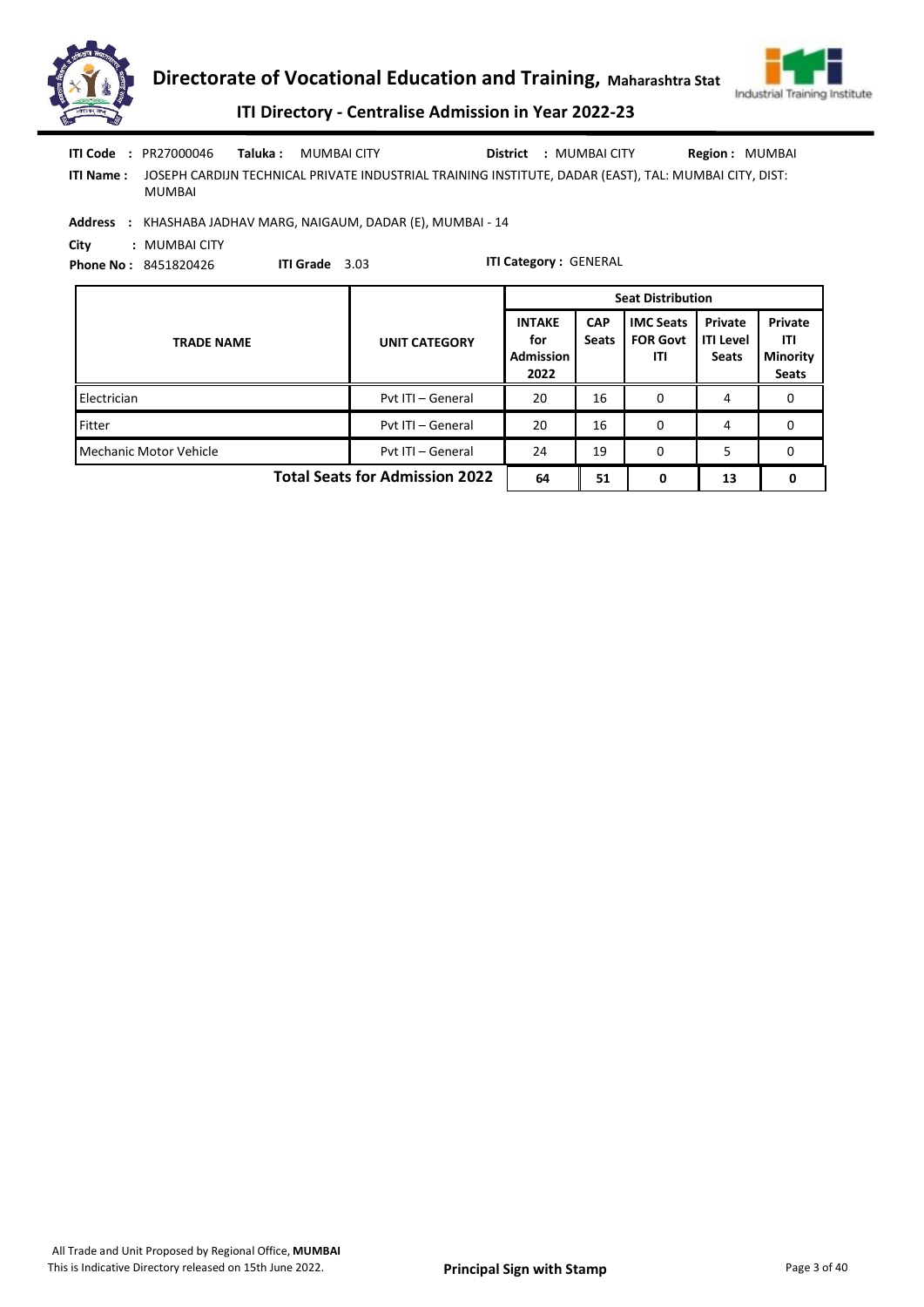**ITI Code :** PR27000046 **Taluka :** MUMBAI CITY **District :** MUMBAI CITY **Region :** MUMBAI

**ITI Name :** JOSEPH CARDIJN TECHNICAL PRIVATE INDUSTRIAL TRAINING INSTITUTE, DADAR (EAST), TAL: MUMBAI CITY, DIST: MUMBAI

**Address :** KHASHABA JADHAV MARG, NAIGAUM, DADAR (E), MUMBAI - 14

**City :** MUMBAI CITY

**Phone No :** 8451820426 **ITI Grade** 3.03 **ITI Category :** GENERAL

| TRADE NAME | UNIT CATEGORY | Seat Distribution | | | | |
|---|---|---|---|---|---|---|
| | | INTAKE for Admission 2022 | CAP Seats | IMC Seats FOR Govt ITI | Private ITI Level Seats | Private ITI Minority Seats |
| Electrician | Pvt ITI – General | 20 | 16 | 0 | 4 | 0 |
| Fitter | Pvt ITI – General | 20 | 16 | 0 | 4 | 0 |
| Mechanic Motor Vehicle | Pvt ITI – General | 24 | 19 | 0 | 5 | 0 |
| **Total Seats for Admission 2022** | | **64** | **51** | **0** | **13** | **0** |

All Trade and Unit Proposed by Regional Office, **MUMBAI**
This is Indicative Directory released on 15th June 2022.

**Principal Sign with Stamp**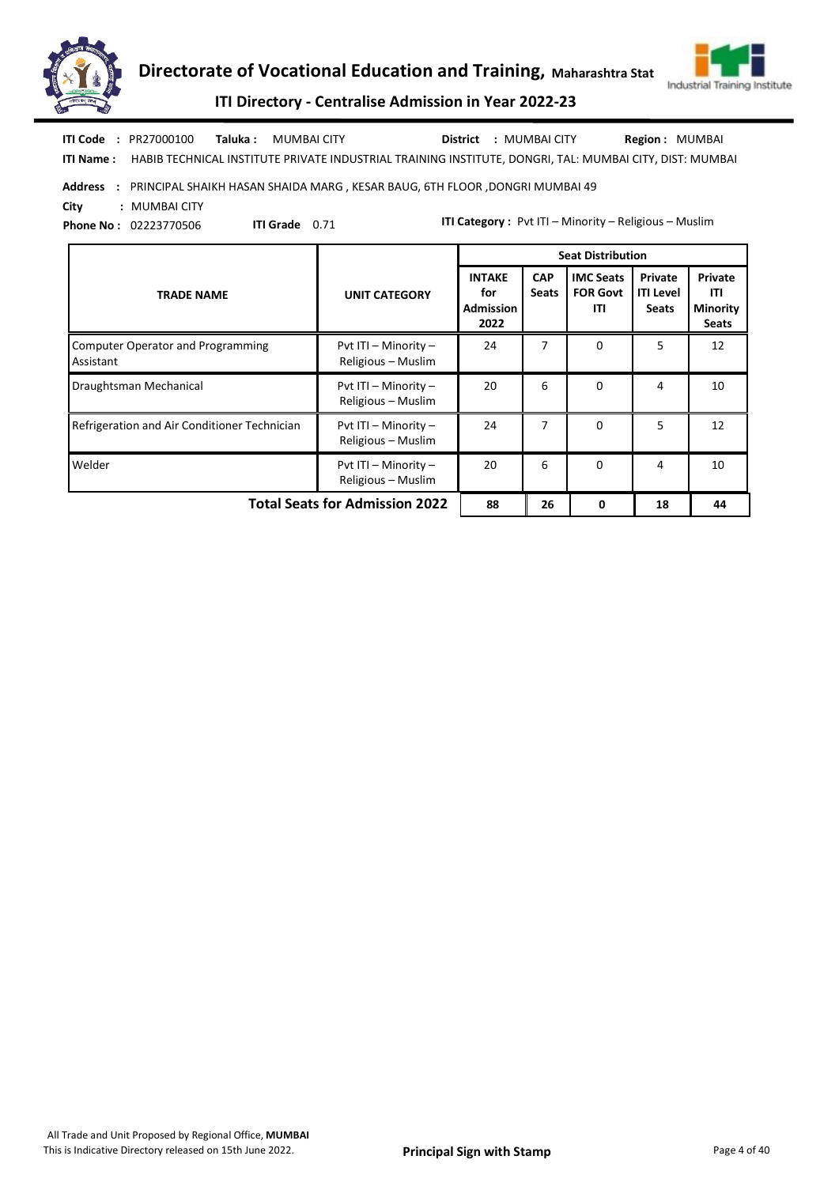**ITI Code :** PR27000100 **Taluka :** MUMBAI CITY **District :** MUMBAI CITY **Region :** MUMBAI

**ITI Name :** HABIB TECHNICAL INSTITUTE PRIVATE INDUSTRIAL TRAINING INSTITUTE, DONGRI, TAL: MUMBAI CITY, DIST: MUMBAI

**Address :** PRINCIPAL SHAIKH HASAN SHAIDA MARG , KESAR BAUG, 6TH FLOOR ,DONGRI MUMBAI 49

**City :** MUMBAI CITY

**Phone No :** 02223770506 **ITI Grade** 0.71 **ITI Category :** Pvt ITI – Minority – Religious – Muslim

| TRADE NAME | UNIT CATEGORY | Seat Distribution | | | | |
|---|---|---|---|---|---|---|
| | | INTAKE for Admission 2022 | CAP Seats | IMC Seats FOR Govt ITI | Private ITI Level Seats | Private ITI Minority Seats |
| Computer Operator and Programming Assistant | Pvt ITI – Minority – Religious – Muslim | 24 | 7 | 0 | 5 | 12 |
| Draughtsman Mechanical | Pvt ITI – Minority – Religious – Muslim | 20 | 6 | 0 | 4 | 10 |
| Refrigeration and Air Conditioner Technician | Pvt ITI – Minority – Religious – Muslim | 24 | 7 | 0 | 5 | 12 |
| Welder | Pvt ITI – Minority – Religious – Muslim | 20 | 6 | 0 | 4 | 10 |
| **Total Seats for Admission 2022** | | **88** | **26** | **0** | **18** | **44** |

All Trade and Unit Proposed by Regional Office, **MUMBAI**

This is Indicative Directory released on 15th June 2022.

**Principal Sign with Stamp**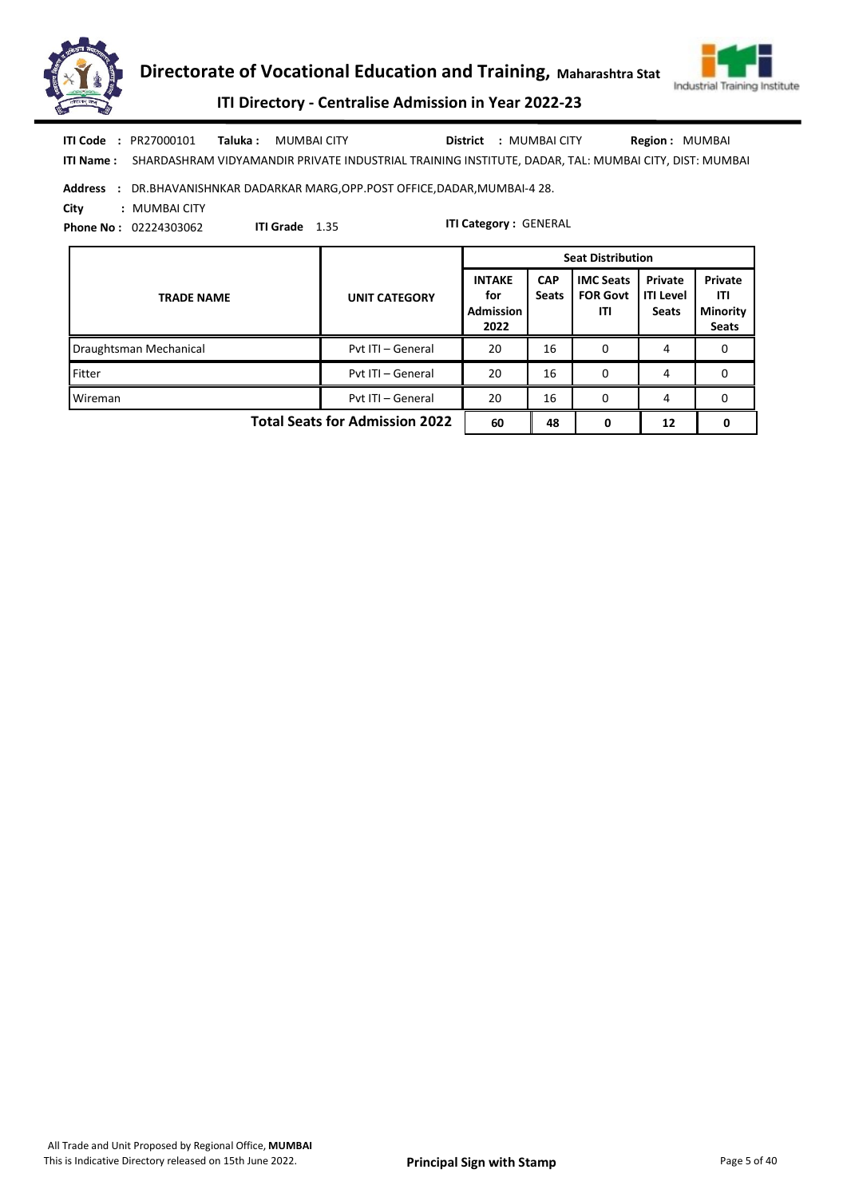**ITI Code :** PR27000101 **Taluka :** MUMBAI CITY **District :** MUMBAI CITY **Region :** MUMBAI

**ITI Name :** SHARDASHRAM VIDYAMANDIR PRIVATE INDUSTRIAL TRAINING INSTITUTE, DADAR, TAL: MUMBAI CITY, DIST: MUMBAI

**Address :** DR.BHAVANISHNKAR DADARKAR MARG,OPP.POST OFFICE,DADAR,MUMBAI-4 28.

**City :** MUMBAI CITY

**Phone No :** 02224303062 **ITI Grade** 1.35 **ITI Category :** GENERAL

| TRADE NAME | UNIT CATEGORY | Seat Distribution | | | | |
|---|---|---|---|---|---|---|
| | | INTAKE for Admission 2022 | CAP Seats | IMC Seats FOR Govt ITI | Private ITI Level Seats | Private ITI Minority Seats |
| Draughtsman Mechanical | Pvt ITI – General | 20 | 16 | 0 | 4 | 0 |
| Fitter | Pvt ITI – General | 20 | 16 | 0 | 4 | 0 |
| Wireman | Pvt ITI – General | 20 | 16 | 0 | 4 | 0 |
| | **Total Seats for Admission 2022** | **60** | **48** | **0** | **12** | **0** |

All Trade and Unit Proposed by Regional Office, **MUMBAI**

This is Indicative Directory released on 15th June 2022.

**Principal Sign with Stamp**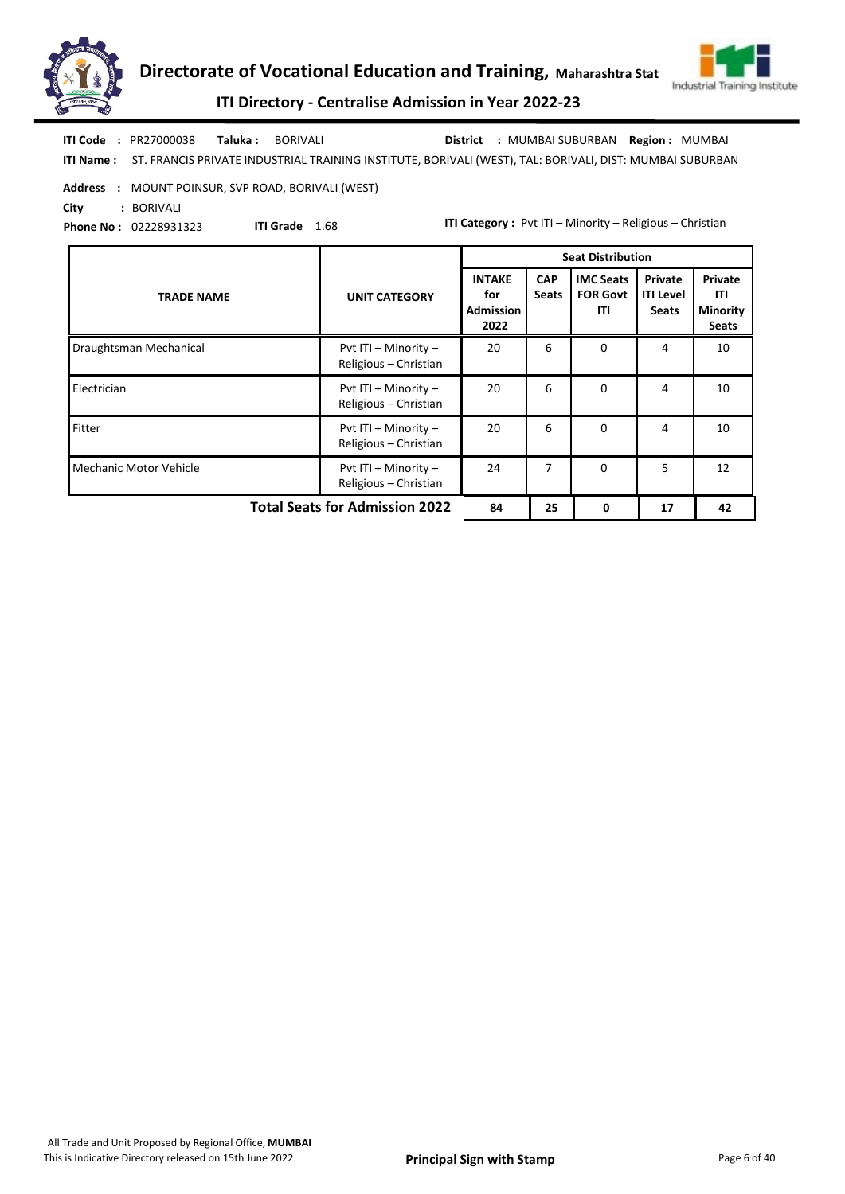**ITI Code :** PR27000038 **Taluka :** BORIVALI **District :** MUMBAI SUBURBAN **Region :** MUMBAI

**ITI Name :** ST. FRANCIS PRIVATE INDUSTRIAL TRAINING INSTITUTE, BORIVALI (WEST), TAL: BORIVALI, DIST: MUMBAI SUBURBAN

**Address :** MOUNT POINSUR, SVP ROAD, BORIVALI (WEST)

**City :** BORIVALI

**Phone No :** 02228931323 **ITI Grade** 1.68 **ITI Category :** Pvt ITI – Minority – Religious – Christian

| TRADE NAME | UNIT CATEGORY | Seat Distribution | | | | |
|---|---|---|---|---|---|---|
| | | INTAKE for Admission 2022 | CAP Seats | IMC Seats FOR Govt ITI | Private ITI Level Seats | Private ITI Minority Seats |
| Draughtsman Mechanical | Pvt ITI – Minority – Religious – Christian | 20 | 6 | 0 | 4 | 10 |
| Electrician | Pvt ITI – Minority – Religious – Christian | 20 | 6 | 0 | 4 | 10 |
| Fitter | Pvt ITI – Minority – Religious – Christian | 20 | 6 | 0 | 4 | 10 |
| Mechanic Motor Vehicle | Pvt ITI – Minority – Religious – Christian | 24 | 7 | 0 | 5 | 12 |
| **Total Seats for Admission 2022** | | **84** | **25** | **0** | **17** | **42** |

All Trade and Unit Proposed by Regional Office, **MUMBAI**

This is Indicative Directory released on 15th June 2022.

**Principal Sign with Stamp**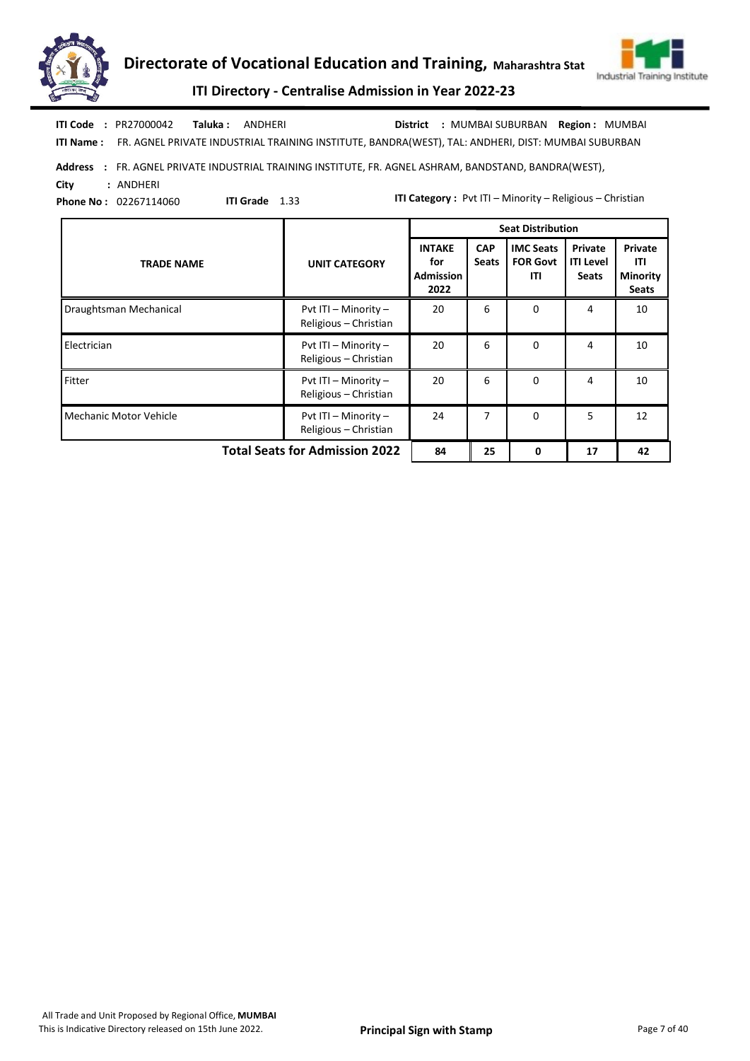**ITI Code :** PR27000042 **Taluka :** ANDHERI **District :** MUMBAI SUBURBAN **Region :** MUMBAI

**ITI Name :** FR. AGNEL PRIVATE INDUSTRIAL TRAINING INSTITUTE, BANDRA(WEST), TAL: ANDHERI, DIST: MUMBAI SUBURBAN

**Address :** FR. AGNEL PRIVATE INDUSTRIAL TRAINING INSTITUTE, FR. AGNEL ASHRAM, BANDSTAND, BANDRA(WEST),

**City :** ANDHERI

**Phone No :** 02267114060 **ITI Grade** 1.33 **ITI Category :** Pvt ITI – Minority – Religious – Christian

| TRADE NAME | UNIT CATEGORY | Seat Distribution | | | | |
|---|---|---|---|---|---|---|
| | | INTAKE for Admission 2022 | CAP Seats | IMC Seats FOR Govt ITI | Private ITI Level Seats | Private ITI Minority Seats |
| Draughtsman Mechanical | Pvt ITI – Minority – Religious – Christian | 20 | 6 | 0 | 4 | 10 |
| Electrician | Pvt ITI – Minority – Religious – Christian | 20 | 6 | 0 | 4 | 10 |
| Fitter | Pvt ITI – Minority – Religious – Christian | 20 | 6 | 0 | 4 | 10 |
| Mechanic Motor Vehicle | Pvt ITI – Minority – Religious – Christian | 24 | 7 | 0 | 5 | 12 |
| **Total Seats for Admission 2022** | | **84** | **25** | **0** | **17** | **42** |

All Trade and Unit Proposed by Regional Office, **MUMBAI**
This is Indicative Directory released on 15th June 2022.

**Principal Sign with Stamp**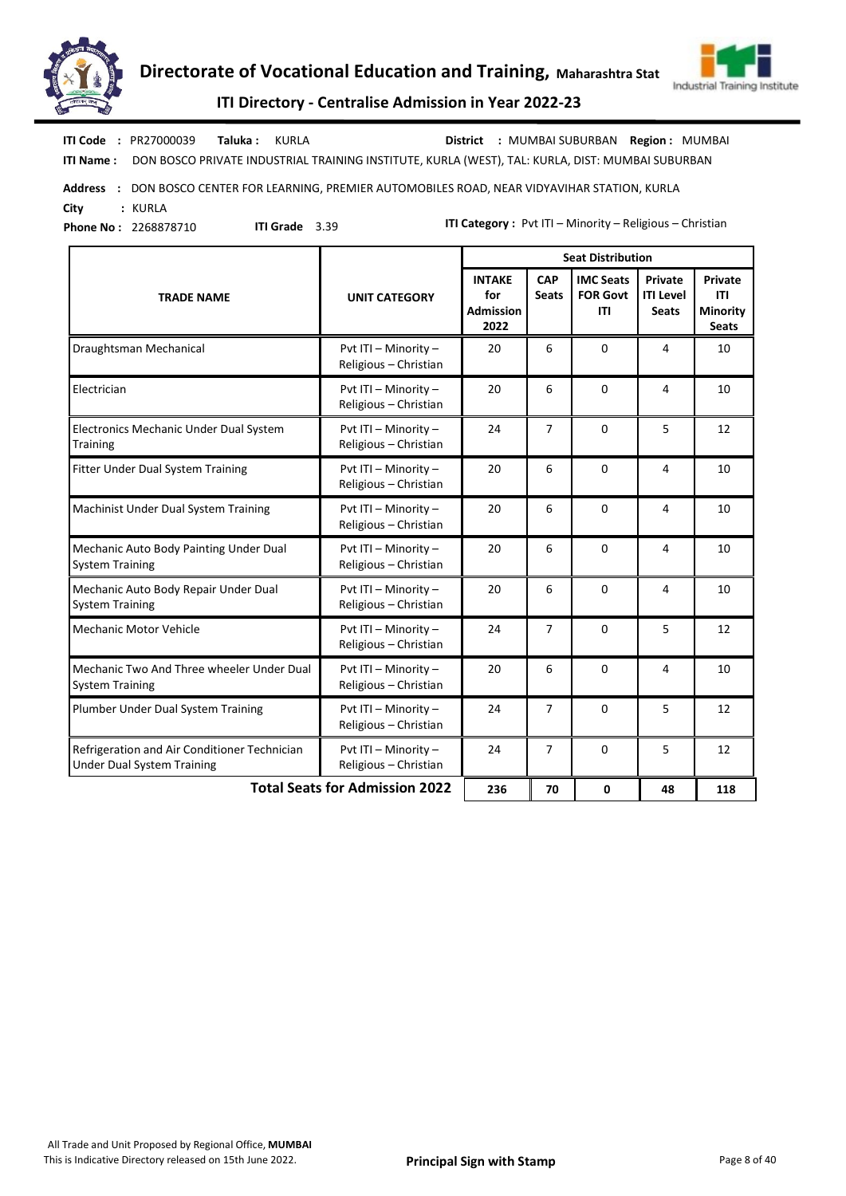**ITI Code :** PR27000039 **Taluka :** KURLA **District :** MUMBAI SUBURBAN **Region :** MUMBAI

**ITI Name :** DON BOSCO PRIVATE INDUSTRIAL TRAINING INSTITUTE, KURLA (WEST), TAL: KURLA, DIST: MUMBAI SUBURBAN

**Address :** DON BOSCO CENTER FOR LEARNING, PREMIER AUTOMOBILES ROAD, NEAR VIDYAVIHAR STATION, KURLA

**City :** KURLA

**Phone No :** 2268878710 **ITI Grade** 3.39 **ITI Category :** Pvt ITI – Minority – Religious – Christian

| TRADE NAME | UNIT CATEGORY | Seat Distribution | | | | |
|---|---|---|---|---|---|---|
| | | INTAKE for Admission 2022 | CAP Seats | IMC Seats FOR Govt ITI | Private ITI Level Seats | Private ITI Minority Seats |
| Draughtsman Mechanical | Pvt ITI – Minority – Religious – Christian | 20 | 6 | 0 | 4 | 10 |
| Electrician | Pvt ITI – Minority – Religious – Christian | 20 | 6 | 0 | 4 | 10 |
| Electronics Mechanic Under Dual System Training | Pvt ITI – Minority – Religious – Christian | 24 | 7 | 0 | 5 | 12 |
| Fitter Under Dual System Training | Pvt ITI – Minority – Religious – Christian | 20 | 6 | 0 | 4 | 10 |
| Machinist Under Dual System Training | Pvt ITI – Minority – Religious – Christian | 20 | 6 | 0 | 4 | 10 |
| Mechanic Auto Body Painting Under Dual System Training | Pvt ITI – Minority – Religious – Christian | 20 | 6 | 0 | 4 | 10 |
| Mechanic Auto Body Repair Under Dual System Training | Pvt ITI – Minority – Religious – Christian | 20 | 6 | 0 | 4 | 10 |
| Mechanic Motor Vehicle | Pvt ITI – Minority – Religious – Christian | 24 | 7 | 0 | 5 | 12 |
| Mechanic Two And Three wheeler Under Dual System Training | Pvt ITI – Minority – Religious – Christian | 20 | 6 | 0 | 4 | 10 |
| Plumber Under Dual System Training | Pvt ITI – Minority – Religious – Christian | 24 | 7 | 0 | 5 | 12 |
| Refrigeration and Air Conditioner Technician Under Dual System Training | Pvt ITI – Minority – Religious – Christian | 24 | 7 | 0 | 5 | 12 |
| **Total Seats for Admission 2022** | | **236** | **70** | **0** | **48** | **118** |

All Trade and Unit Proposed by Regional Office, **MUMBAI**

This is Indicative Directory released on 15th June 2022.

**Principal Sign with Stamp**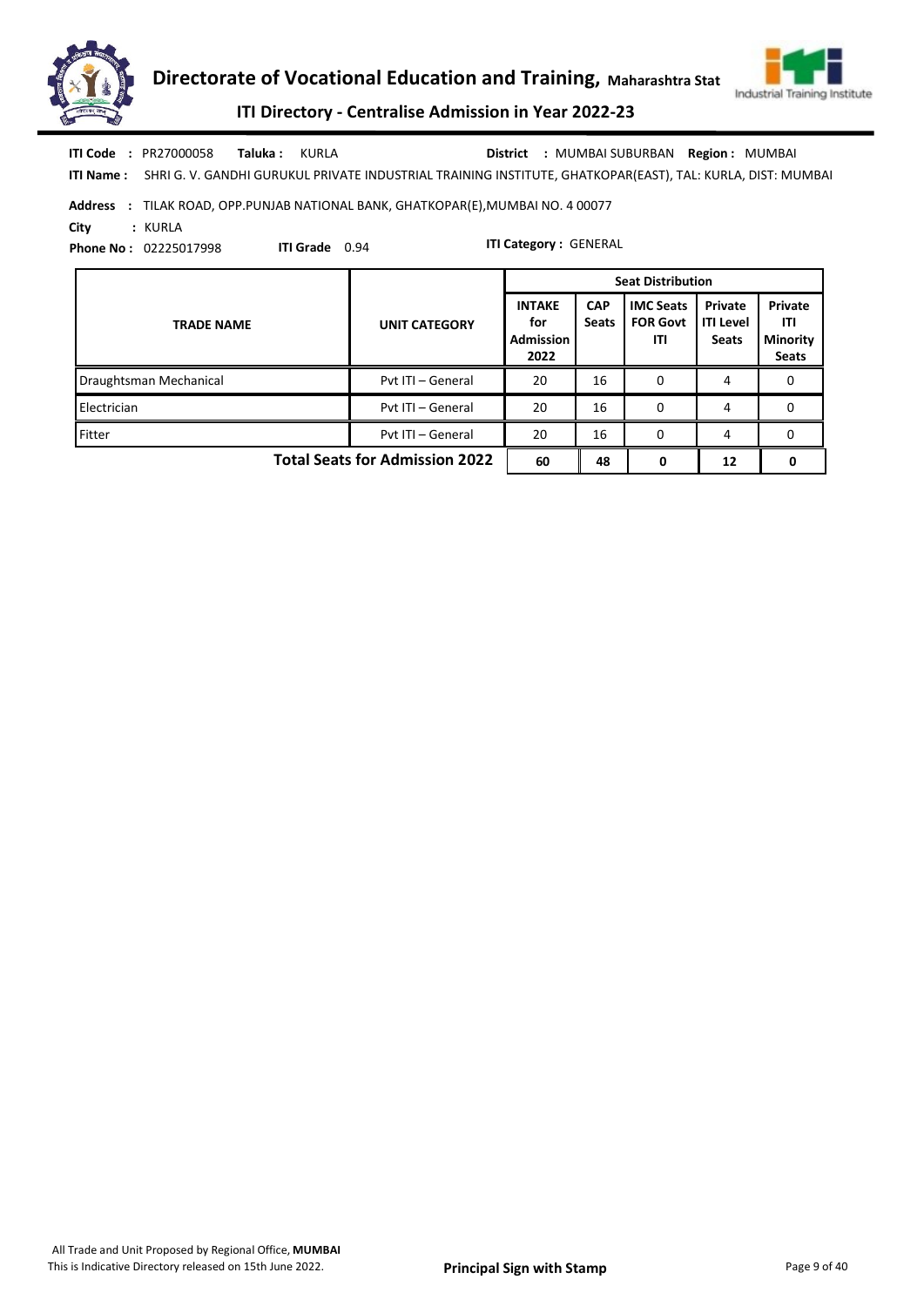**ITI Code :** PR27000058 **Taluka :** KURLA **District :** MUMBAI SUBURBAN **Region :** MUMBAI

**ITI Name :** SHRI G. V. GANDHI GURUKUL PRIVATE INDUSTRIAL TRAINING INSTITUTE, GHATKOPAR(EAST), TAL: KURLA, DIST: MUMBAI

**Address :** TILAK ROAD, OPP.PUNJAB NATIONAL BANK, GHATKOPAR(E),MUMBAI NO. 4 00077

**City :** KURLA

**Phone No :** 02225017998 **ITI Grade** 0.94 **ITI Category :** GENERAL

| TRADE NAME | UNIT CATEGORY | Seat Distribution | | | | |
|---|---|---|---|---|---|---|
| | | INTAKE for Admission 2022 | CAP Seats | IMC Seats FOR Govt ITI | Private ITI Level Seats | Private ITI Minority Seats |
| Draughtsman Mechanical | Pvt ITI – General | 20 | 16 | 0 | 4 | 0 |
| Electrician | Pvt ITI – General | 20 | 16 | 0 | 4 | 0 |
| Fitter | Pvt ITI – General | 20 | 16 | 0 | 4 | 0 |
| **Total Seats for Admission 2022** | | **60** | **48** | **0** | **12** | **0** |

All Trade and Unit Proposed by Regional Office, **MUMBAI**

This is Indicative Directory released on 15th June 2022.

**Principal Sign with Stamp**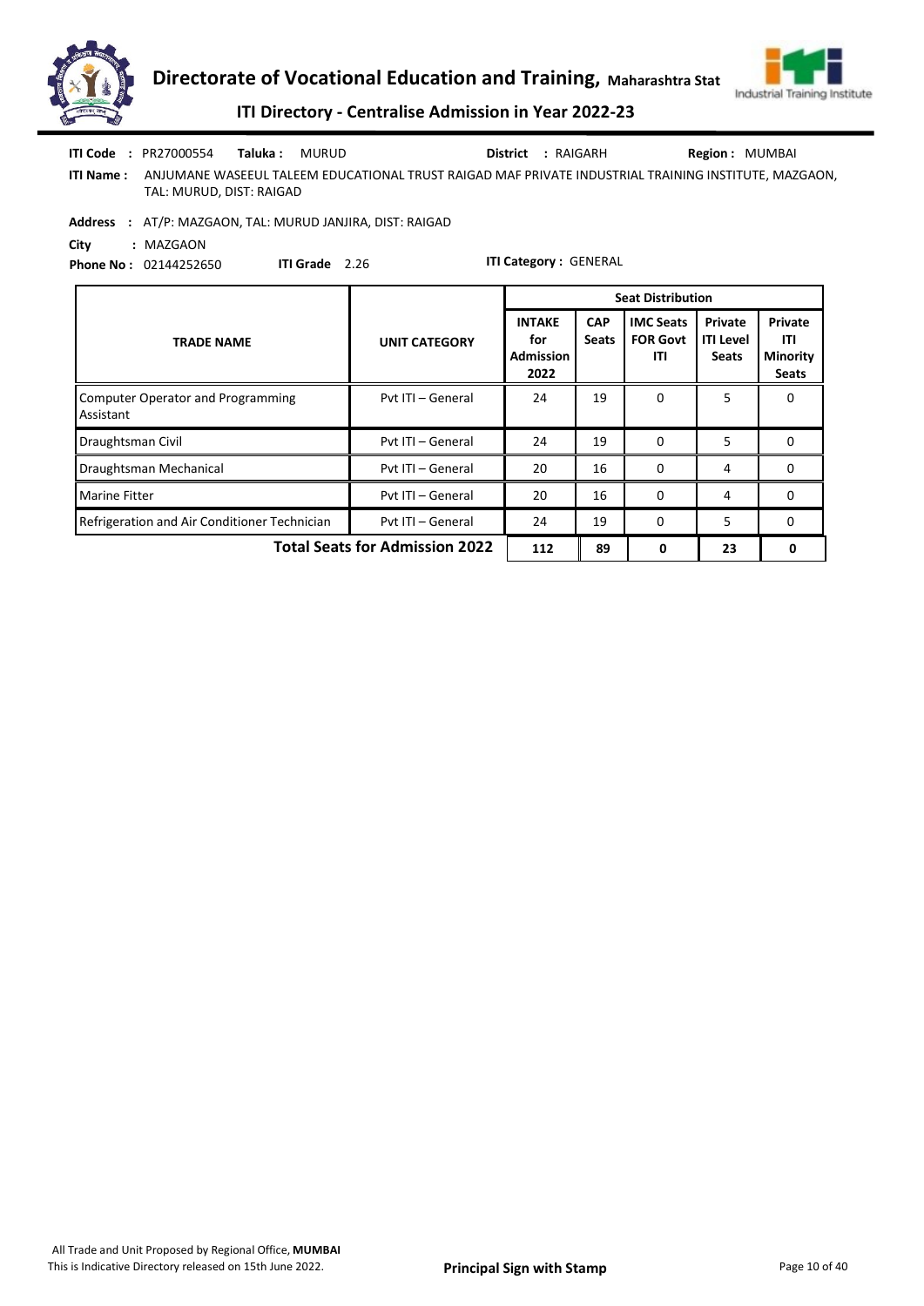**ITI Code :** PR27000554 **Taluka :** MURUD **District :** RAIGARH **Region :** MUMBAI

**ITI Name :** ANJUMANE WASEEUL TALEEM EDUCATIONAL TRUST RAIGAD MAF PRIVATE INDUSTRIAL TRAINING INSTITUTE, MAZGAON, TAL: MURUD, DIST: RAIGAD

**Address :** AT/P: MAZGAON, TAL: MURUD JANJIRA, DIST: RAIGAD

**City :** MAZGAON

**Phone No :** 02144252650 **ITI Grade** 2.26 **ITI Category :** GENERAL

| TRADE NAME | UNIT CATEGORY | Seat Distribution | | | | |
|---|---|---|---|---|---|---|
| | | INTAKE for Admission 2022 | CAP Seats | IMC Seats FOR Govt ITI | Private ITI Level Seats | Private ITI Minority Seats |
| Computer Operator and Programming Assistant | Pvt ITI – General | 24 | 19 | 0 | 5 | 0 |
| Draughtsman Civil | Pvt ITI – General | 24 | 19 | 0 | 5 | 0 |
| Draughtsman Mechanical | Pvt ITI – General | 20 | 16 | 0 | 4 | 0 |
| Marine Fitter | Pvt ITI – General | 20 | 16 | 0 | 4 | 0 |
| Refrigeration and Air Conditioner Technician | Pvt ITI – General | 24 | 19 | 0 | 5 | 0 |
| **Total Seats for Admission 2022** | | **112** | **89** | **0** | **23** | **0** |

All Trade and Unit Proposed by Regional Office, **MUMBAI**
This is Indicative Directory released on 15th June 2022.

**Principal Sign with Stamp**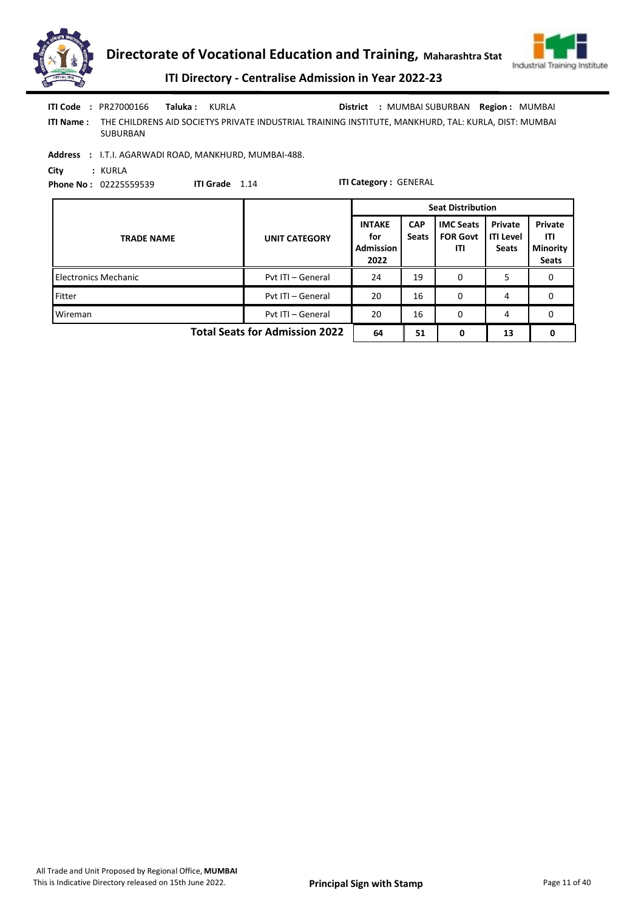**ITI Code :** PR27000166 **Taluka :** KURLA **District :** MUMBAI SUBURBAN **Region :** MUMBAI

**ITI Name :** THE CHILDRENS AID SOCIETYS PRIVATE INDUSTRIAL TRAINING INSTITUTE, MANKHURD, TAL: KURLA, DIST: MUMBAI SUBURBAN

**Address :** I.T.I. AGARWADI ROAD, MANKHURD, MUMBAI-488.

**City :** KURLA

**Phone No :** 02225559539 **ITI Grade** 1.14 **ITI Category :** GENERAL

| TRADE NAME | UNIT CATEGORY | Seat Distribution | | | | |
|---|---|---|---|---|---|---|
| | | INTAKE for Admission 2022 | CAP Seats | IMC Seats FOR Govt ITI | Private ITI Level Seats | Private ITI Minority Seats |
| Electronics Mechanic | Pvt ITI – General | 24 | 19 | 0 | 5 | 0 |
| Fitter | Pvt ITI – General | 20 | 16 | 0 | 4 | 0 |
| Wireman | Pvt ITI – General | 20 | 16 | 0 | 4 | 0 |
| **Total Seats for Admission 2022** | | **64** | **51** | **0** | **13** | **0** |

All Trade and Unit Proposed by Regional Office, **MUMBAI**
This is Indicative Directory released on 15th June 2022.

**Principal Sign with Stamp**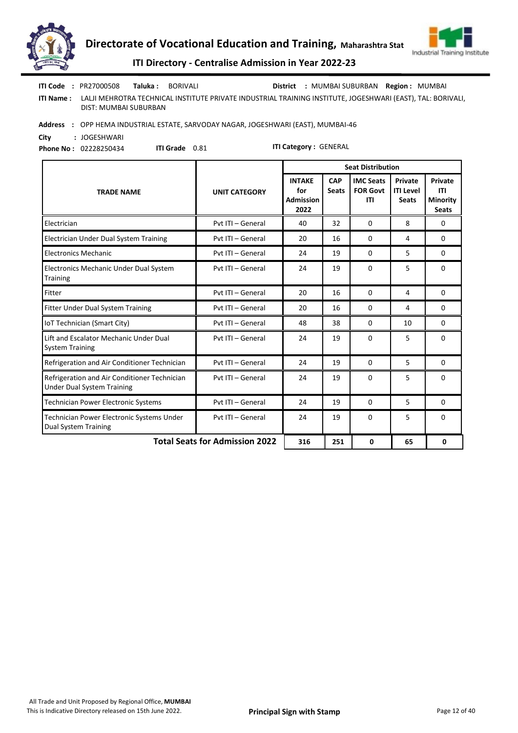**ITI Code :** PR27000508 **Taluka :** BORIVALI **District :** MUMBAI SUBURBAN **Region :** MUMBAI

**ITI Name :** LALJI MEHROTRA TECHNICAL INSTITUTE PRIVATE INDUSTRIAL TRAINING INSTITUTE, JOGESHWARI (EAST), TAL: BORIVALI, DIST: MUMBAI SUBURBAN

**Address :** OPP HEMA INDUSTRIAL ESTATE, SARVODAY NAGAR, JOGESHWARI (EAST), MUMBAI-46

**City :** JOGESHWARI

**Phone No :** 02228250434 **ITI Grade** 0.81 **ITI Category :** GENERAL

| TRADE NAME | UNIT CATEGORY | Seat Distribution | | | | |
|---|---|---|---|---|---|---|
| | | INTAKE for Admission 2022 | CAP Seats | IMC Seats FOR Govt ITI | Private ITI Level Seats | Private ITI Minority Seats |
| Electrician | Pvt ITI – General | 40 | 32 | 0 | 8 | 0 |
| Electrician Under Dual System Training | Pvt ITI – General | 20 | 16 | 0 | 4 | 0 |
| Electronics Mechanic | Pvt ITI – General | 24 | 19 | 0 | 5 | 0 |
| Electronics Mechanic Under Dual System Training | Pvt ITI – General | 24 | 19 | 0 | 5 | 0 |
| Fitter | Pvt ITI – General | 20 | 16 | 0 | 4 | 0 |
| Fitter Under Dual System Training | Pvt ITI – General | 20 | 16 | 0 | 4 | 0 |
| IoT Technician (Smart City) | Pvt ITI – General | 48 | 38 | 0 | 10 | 0 |
| Lift and Escalator Mechanic Under Dual System Training | Pvt ITI – General | 24 | 19 | 0 | 5 | 0 |
| Refrigeration and Air Conditioner Technician | Pvt ITI – General | 24 | 19 | 0 | 5 | 0 |
| Refrigeration and Air Conditioner Technician Under Dual System Training | Pvt ITI – General | 24 | 19 | 0 | 5 | 0 |
| Technician Power Electronic Systems | Pvt ITI – General | 24 | 19 | 0 | 5 | 0 |
| Technician Power Electronic Systems Under Dual System Training | Pvt ITI – General | 24 | 19 | 0 | 5 | 0 |
| **Total Seats for Admission 2022** | | **316** | **251** | **0** | **65** | **0** |

All Trade and Unit Proposed by Regional Office, **MUMBAI**

This is Indicative Directory released on 15th June 2022.

**Principal Sign with Stamp**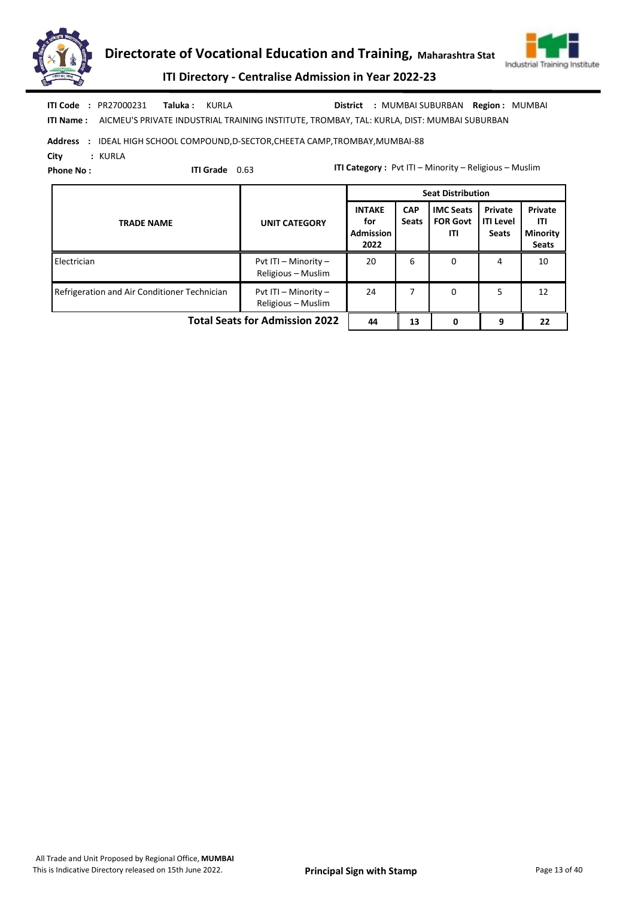# Directorate of Vocational Education and Training, Maharashtra Stat

## ITI Directory - Centralise Admission in Year 2022-23

**ITI Code :** PR27000231 **Taluka :** KURLA **District :** MUMBAI SUBURBAN **Region :** MUMBAI

**ITI Name :** AICMEU'S PRIVATE INDUSTRIAL TRAINING INSTITUTE, TROMBAY, TAL: KURLA, DIST: MUMBAI SUBURBAN

**Address :** IDEAL HIGH SCHOOL COMPOUND,D-SECTOR,CHEETA CAMP,TROMBAY,MUMBAI-88

**City :** KURLA

**Phone No :**

**ITI Grade** 0.63

**ITI Category :** Pvt ITI – Minority – Religious – Muslim

| TRADE NAME | UNIT CATEGORY | Seat Distribution | | | | |
|---|---|---|---|---|---|---|
| | | INTAKE for Admission 2022 | CAP Seats | IMC Seats FOR Govt ITI | Private ITI Level Seats | Private ITI Minority Seats |
| Electrician | Pvt ITI – Minority – Religious – Muslim | 20 | 6 | 0 | 4 | 10 |
| Refrigeration and Air Conditioner Technician | Pvt ITI – Minority – Religious – Muslim | 24 | 7 | 0 | 5 | 12 |
| **Total Seats for Admission 2022** | | **44** | **13** | **0** | **9** | **22** |

All Trade and Unit Proposed by Regional Office, **MUMBAI**
This is Indicative Directory released on 15th June 2022.

**Principal Sign with Stamp**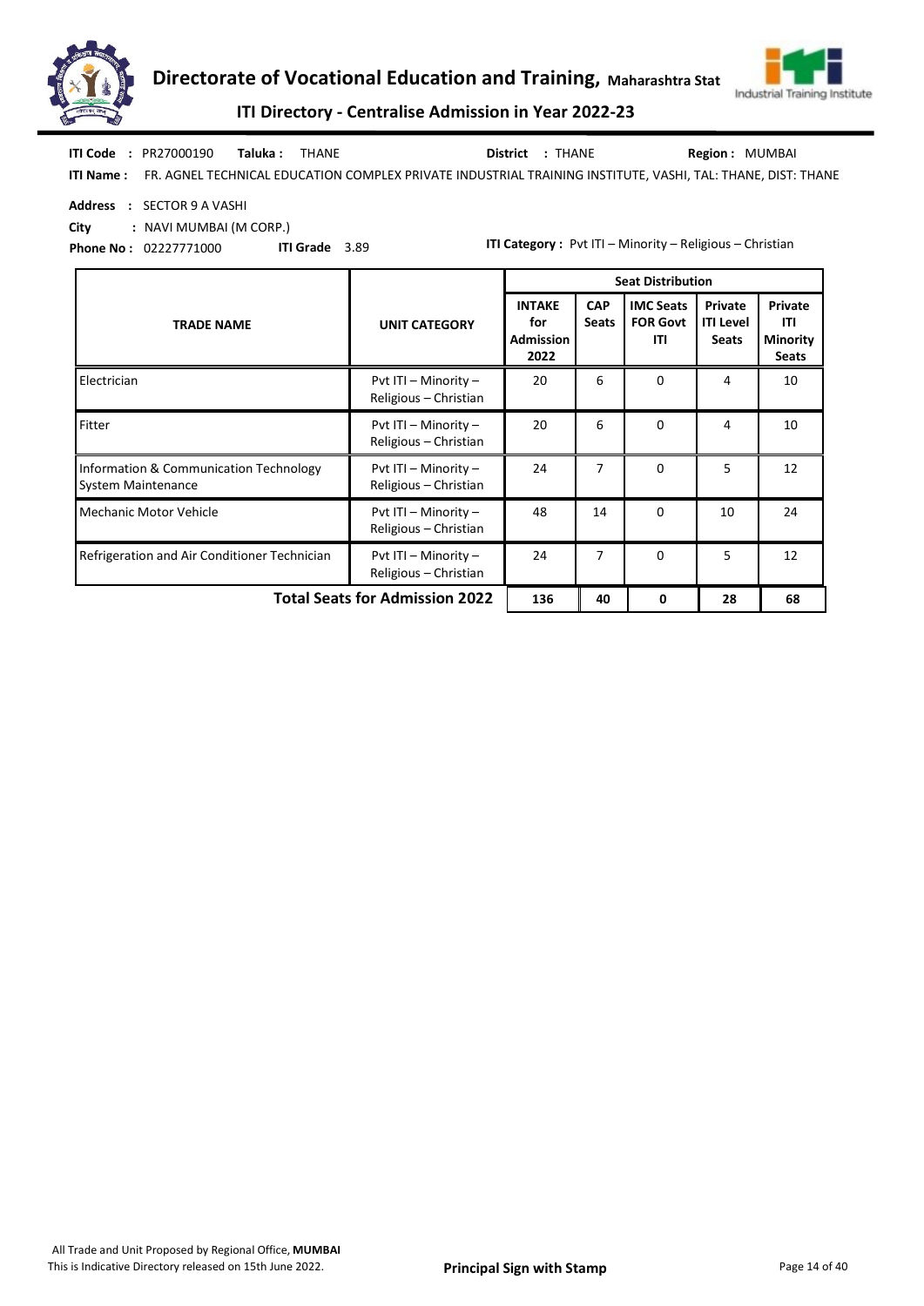**ITI Code :** PR27000190 **Taluka :** THANE **District :** THANE **Region :** MUMBAI

**ITI Name :** FR. AGNEL TECHNICAL EDUCATION COMPLEX PRIVATE INDUSTRIAL TRAINING INSTITUTE, VASHI, TAL: THANE, DIST: THANE

**Address :** SECTOR 9 A VASHI

**City :** NAVI MUMBAI (M CORP.)

**Phone No :** 02227771000 **ITI Grade** 3.89 **ITI Category :** Pvt ITI – Minority – Religious – Christian

| TRADE NAME | UNIT CATEGORY | Seat Distribution | | | | |
|---|---|---|---|---|---|---|
| | | INTAKE for Admission 2022 | CAP Seats | IMC Seats FOR Govt ITI | Private ITI Level Seats | Private ITI Minority Seats |
| Electrician | Pvt ITI – Minority – Religious – Christian | 20 | 6 | 0 | 4 | 10 |
| Fitter | Pvt ITI – Minority – Religious – Christian | 20 | 6 | 0 | 4 | 10 |
| Information & Communication Technology System Maintenance | Pvt ITI – Minority – Religious – Christian | 24 | 7 | 0 | 5 | 12 |
| Mechanic Motor Vehicle | Pvt ITI – Minority – Religious – Christian | 48 | 14 | 0 | 10 | 24 |
| Refrigeration and Air Conditioner Technician | Pvt ITI – Minority – Religious – Christian | 24 | 7 | 0 | 5 | 12 |
| **Total Seats for Admission 2022** | | **136** | **40** | **0** | **28** | **68** |

All Trade and Unit Proposed by Regional Office, **MUMBAI**

This is Indicative Directory released on 15th June 2022.

**Principal Sign with Stamp**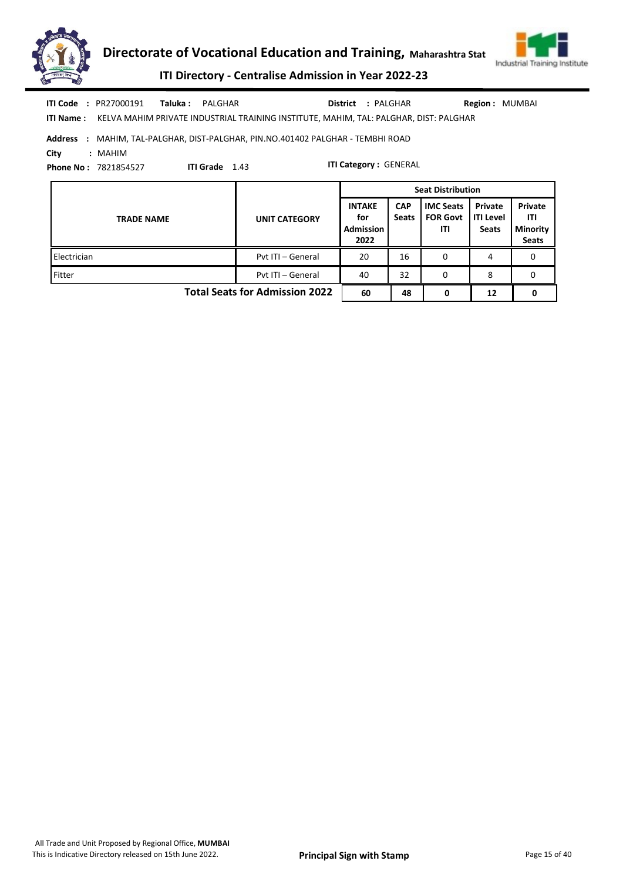# Directorate of Vocational Education and Training, Maharashtra Stat

## ITI Directory - Centralise Admission in Year 2022-23

**ITI Code :** PR27000191 **Taluka :** PALGHAR **District :** PALGHAR **Region :** MUMBAI

**ITI Name :** KELVA MAHIM PRIVATE INDUSTRIAL TRAINING INSTITUTE, MAHIM, TAL: PALGHAR, DIST: PALGHAR

**Address :** MAHIM, TAL-PALGHAR, DIST-PALGHAR, PIN.NO.401402 PALGHAR - TEMBHI ROAD

**City :** MAHIM

**Phone No :** 7821854527 **ITI Grade** 1.43 **ITI Category :** GENERAL

| TRADE NAME | UNIT CATEGORY | Seat Distribution | | | | |
|---|---|---|---|---|---|---|
| | | INTAKE for Admission 2022 | CAP Seats | IMC Seats FOR Govt ITI | Private ITI Level Seats | Private ITI Minority Seats |
| Electrician | Pvt ITI – General | 20 | 16 | 0 | 4 | 0 |
| Fitter | Pvt ITI – General | 40 | 32 | 0 | 8 | 0 |
| | **Total Seats for Admission 2022** | **60** | **48** | **0** | **12** | **0** |

All Trade and Unit Proposed by Regional Office, **MUMBAI**

This is Indicative Directory released on 15th June 2022.

**Principal Sign with Stamp**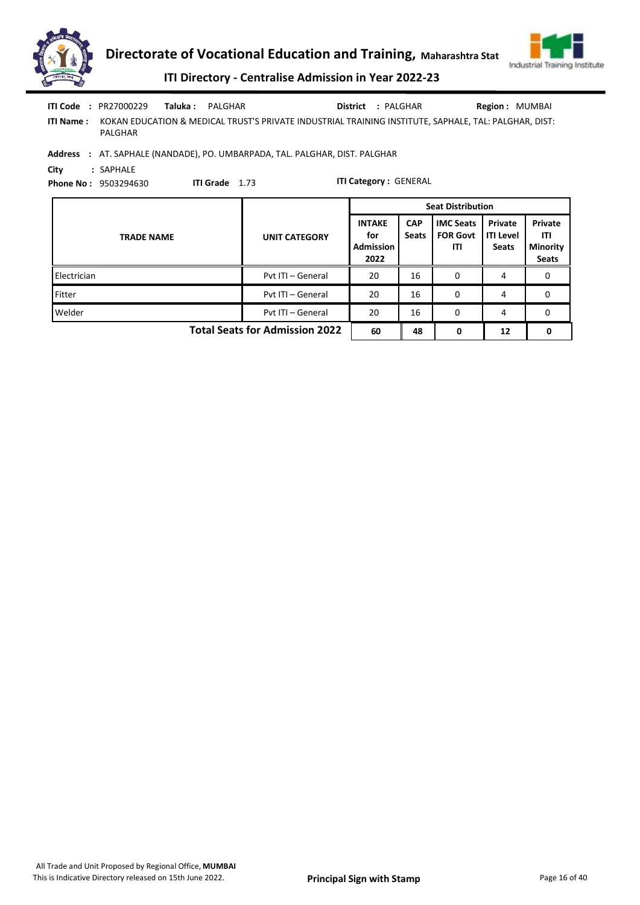**ITI Code :** PR27000229 **Taluka :** PALGHAR **District :** PALGHAR **Region :** MUMBAI

**ITI Name :** KOKAN EDUCATION & MEDICAL TRUST'S PRIVATE INDUSTRIAL TRAINING INSTITUTE, SAPHALE, TAL: PALGHAR, DIST: PALGHAR

**Address :** AT. SAPHALE (NANDADE), PO. UMBARPADA, TAL. PALGHAR, DIST. PALGHAR

**City :** SAPHALE

**Phone No :** 9503294630 **ITI Grade** 1.73 **ITI Category :** GENERAL

| TRADE NAME | UNIT CATEGORY | Seat Distribution | | | | |
|---|---|---|---|---|---|---|
| | | INTAKE for Admission 2022 | CAP Seats | IMC Seats FOR Govt ITI | Private ITI Level Seats | Private ITI Minority Seats |
| Electrician | Pvt ITI – General | 20 | 16 | 0 | 4 | 0 |
| Fitter | Pvt ITI – General | 20 | 16 | 0 | 4 | 0 |
| Welder | Pvt ITI – General | 20 | 16 | 0 | 4 | 0 |
| | **Total Seats for Admission 2022** | **60** | **48** | **0** | **12** | **0** |

All Trade and Unit Proposed by Regional Office, **MUMBAI**
This is Indicative Directory released on 15th June 2022.

**Principal Sign with Stamp**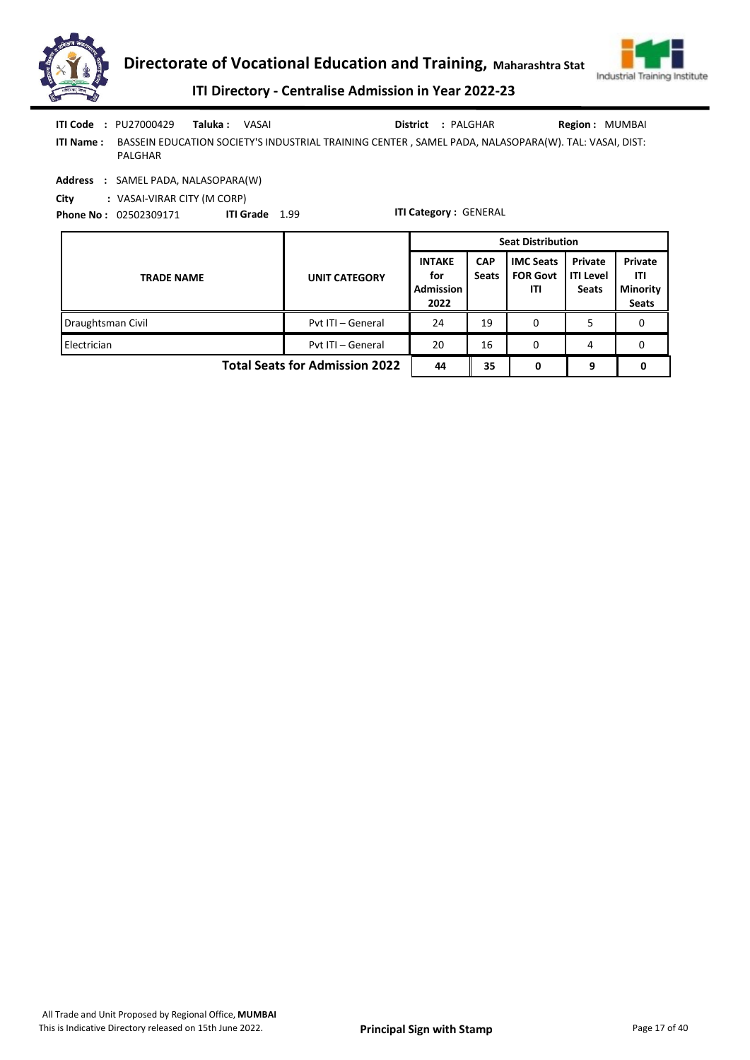**ITI Code** : PU27000429 **Taluka :** VASAI **District** : PALGHAR **Region :** MUMBAI

**ITI Name :** BASSEIN EDUCATION SOCIETY'S INDUSTRIAL TRAINING CENTER , SAMEL PADA, NALASOPARA(W). TAL: VASAI, DIST: PALGHAR

**Address** : SAMEL PADA, NALASOPARA(W)

**City** : VASAI-VIRAR CITY (M CORP)

**Phone No :** 02502309171 **ITI Grade** 1.99 **ITI Category :** GENERAL

| TRADE NAME | UNIT CATEGORY | Seat Distribution | | | | |
|---|---|---|---|---|---|---|
| | | INTAKE for Admission 2022 | CAP Seats | IMC Seats FOR Govt ITI | Private ITI Level Seats | Private ITI Minority Seats |
| Draughtsman Civil | Pvt ITI – General | 24 | 19 | 0 | 5 | 0 |
| Electrician | Pvt ITI – General | 20 | 16 | 0 | 4 | 0 |
| | **Total Seats for Admission 2022** | **44** | **35** | **0** | **9** | **0** |

All Trade and Unit Proposed by Regional Office, **MUMBAI**
This is Indicative Directory released on 15th June 2022.

**Principal Sign with Stamp**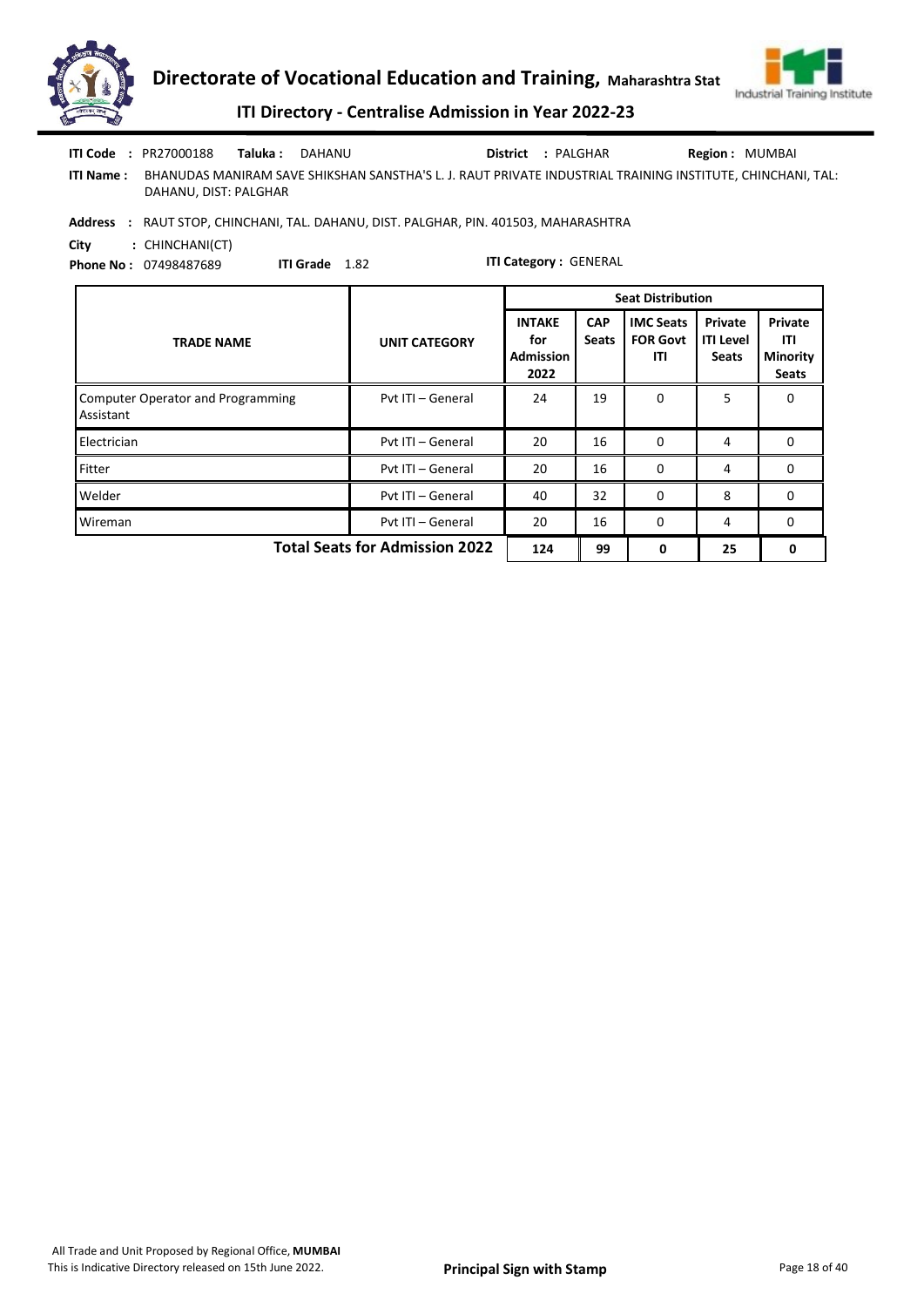**ITI Code :** PR27000188 **Taluka :** DAHANU **District :** PALGHAR **Region :** MUMBAI

**ITI Name :** BHANUDAS MANIRAM SAVE SHIKSHAN SANSTHA'S L. J. RAUT PRIVATE INDUSTRIAL TRAINING INSTITUTE, CHINCHANI, TAL: DAHANU, DIST: PALGHAR

**Address :** RAUT STOP, CHINCHANI, TAL. DAHANU, DIST. PALGHAR, PIN. 401503, MAHARASHTRA

**City :** CHINCHANI(CT)

**Phone No :** 07498487689 **ITI Grade** 1.82 **ITI Category :** GENERAL

| TRADE NAME | UNIT CATEGORY | Seat Distribution | | | | |
|---|---|---|---|---|---|---|
| | | INTAKE for Admission 2022 | CAP Seats | IMC Seats FOR Govt ITI | Private ITI Level Seats | Private ITI Minority Seats |
| Computer Operator and Programming Assistant | Pvt ITI – General | 24 | 19 | 0 | 5 | 0 |
| Electrician | Pvt ITI – General | 20 | 16 | 0 | 4 | 0 |
| Fitter | Pvt ITI – General | 20 | 16 | 0 | 4 | 0 |
| Welder | Pvt ITI – General | 40 | 32 | 0 | 8 | 0 |
| Wireman | Pvt ITI – General | 20 | 16 | 0 | 4 | 0 |
| **Total Seats for Admission 2022** | | **124** | **99** | **0** | **25** | **0** |

All Trade and Unit Proposed by Regional Office, **MUMBAI**
This is Indicative Directory released on 15th June 2022.

**Principal Sign with Stamp**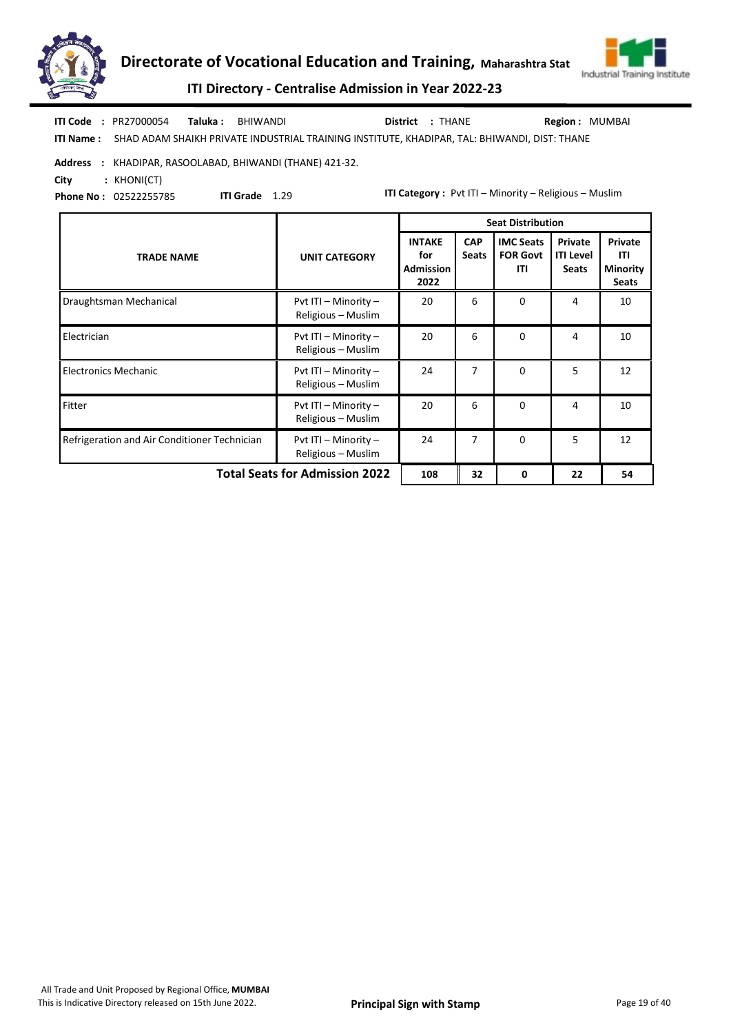**ITI Code :** PR27000054 **Taluka :** BHIWANDI **District :** THANE **Region :** MUMBAI

**ITI Name :** SHAD ADAM SHAIKH PRIVATE INDUSTRIAL TRAINING INSTITUTE, KHADIPAR, TAL: BHIWANDI, DIST: THANE

**Address :** KHADIPAR, RASOOLABAD, BHIWANDI (THANE) 421-32.

**City :** KHONI(CT)

**Phone No :** 02522255785 **ITI Grade** 1.29 **ITI Category :** Pvt ITI – Minority – Religious – Muslim

| TRADE NAME | UNIT CATEGORY | Seat Distribution | | | | |
|---|---|---|---|---|---|---|
| | | INTAKE for Admission 2022 | CAP Seats | IMC Seats FOR Govt ITI | Private ITI Level Seats | Private ITI Minority Seats |
| Draughtsman Mechanical | Pvt ITI – Minority – Religious – Muslim | 20 | 6 | 0 | 4 | 10 |
| Electrician | Pvt ITI – Minority – Religious – Muslim | 20 | 6 | 0 | 4 | 10 |
| Electronics Mechanic | Pvt ITI – Minority – Religious – Muslim | 24 | 7 | 0 | 5 | 12 |
| Fitter | Pvt ITI – Minority – Religious – Muslim | 20 | 6 | 0 | 4 | 10 |
| Refrigeration and Air Conditioner Technician | Pvt ITI – Minority – Religious – Muslim | 24 | 7 | 0 | 5 | 12 |
| **Total Seats for Admission 2022** | | **108** | **32** | **0** | **22** | **54** |

All Trade and Unit Proposed by Regional Office, **MUMBAI**

This is Indicative Directory released on 15th June 2022.

**Principal Sign with Stamp**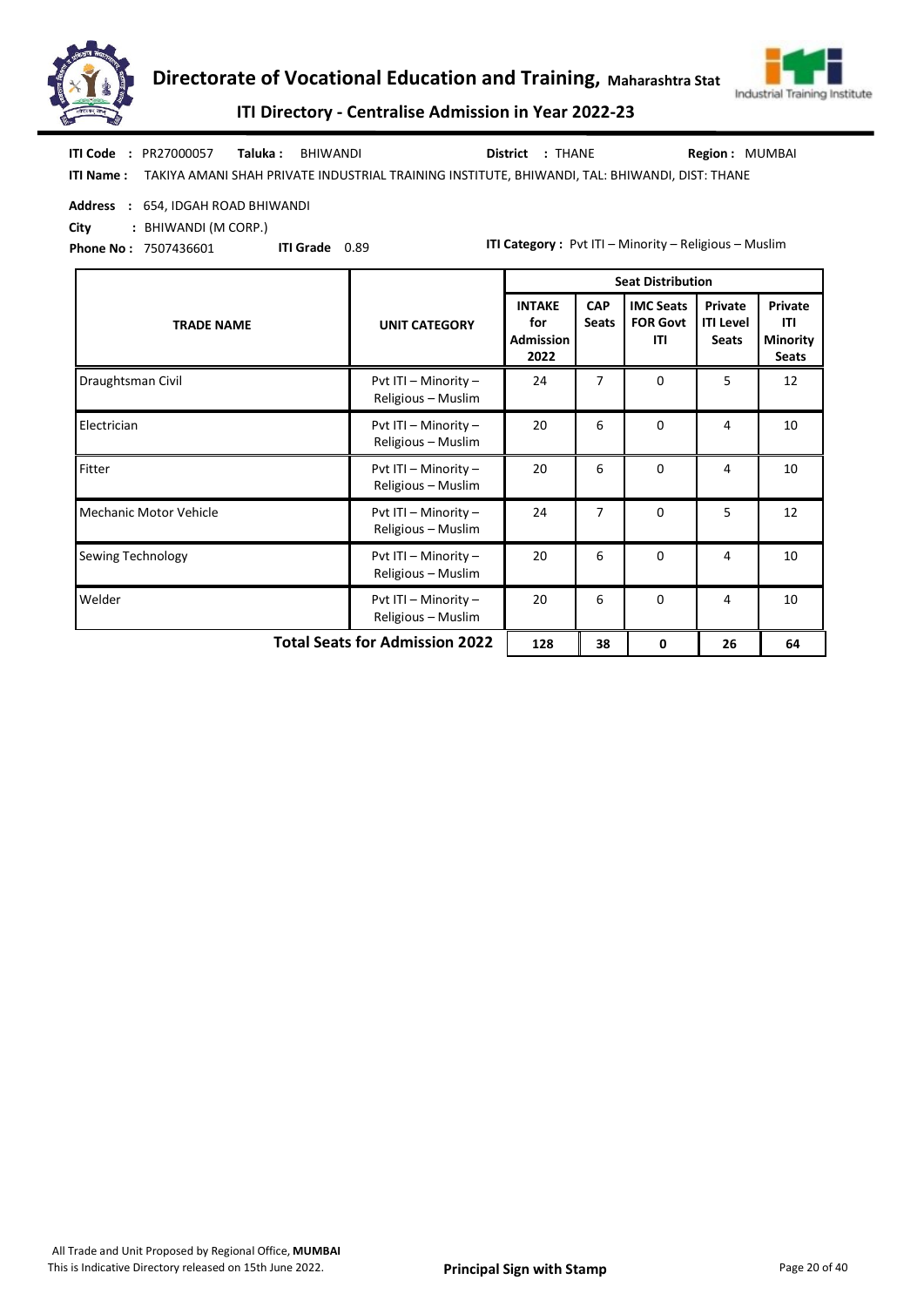# Directorate of Vocational Education and Training, Maharashtra Stat

## ITI Directory - Centralise Admission in Year 2022-23

**ITI Code :** PR27000057 **Taluka :** BHIWANDI **District :** THANE **Region :** MUMBAI

**ITI Name :** TAKIYA AMANI SHAH PRIVATE INDUSTRIAL TRAINING INSTITUTE, BHIWANDI, TAL: BHIWANDI, DIST: THANE

**Address :** 654, IDGAH ROAD BHIWANDI

**City :** BHIWANDI (M CORP.)

**Phone No :** 7507436601 **ITI Grade** 0.89 **ITI Category :** Pvt ITI – Minority – Religious – Muslim

| TRADE NAME | UNIT CATEGORY | Seat Distribution | | | | |
|---|---|---|---|---|---|---|
| | | INTAKE for Admission 2022 | CAP Seats | IMC Seats FOR Govt ITI | Private ITI Level Seats | Private ITI Minority Seats |
| Draughtsman Civil | Pvt ITI – Minority – Religious – Muslim | 24 | 7 | 0 | 5 | 12 |
| Electrician | Pvt ITI – Minority – Religious – Muslim | 20 | 6 | 0 | 4 | 10 |
| Fitter | Pvt ITI – Minority – Religious – Muslim | 20 | 6 | 0 | 4 | 10 |
| Mechanic Motor Vehicle | Pvt ITI – Minority – Religious – Muslim | 24 | 7 | 0 | 5 | 12 |
| Sewing Technology | Pvt ITI – Minority – Religious – Muslim | 20 | 6 | 0 | 4 | 10 |
| Welder | Pvt ITI – Minority – Religious – Muslim | 20 | 6 | 0 | 4 | 10 |
| **Total Seats for Admission 2022** | | **128** | **38** | **0** | **26** | **64** |

All Trade and Unit Proposed by Regional Office, **MUMBAI**

This is Indicative Directory released on 15th June 2022.

**Principal Sign with Stamp**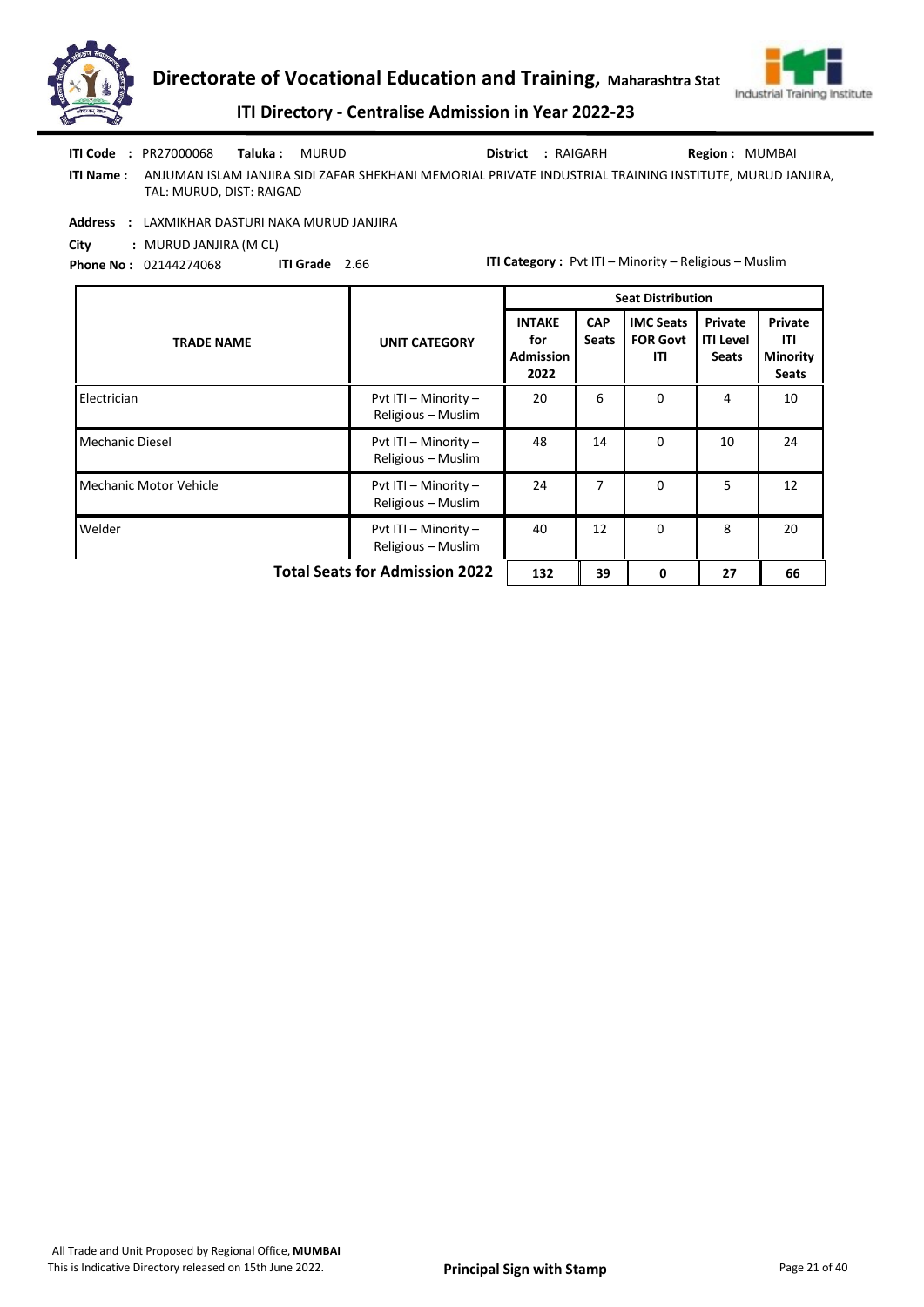**ITI Code :** PR27000068 **Taluka :** MURUD **District :** RAIGARH **Region :** MUMBAI

**ITI Name :** ANJUMAN ISLAM JANJIRA SIDI ZAFAR SHEKHANI MEMORIAL PRIVATE INDUSTRIAL TRAINING INSTITUTE, MURUD JANJIRA, TAL: MURUD, DIST: RAIGAD

**Address :** LAXMIKHAR DASTURI NAKA MURUD JANJIRA

**City :** MURUD JANJIRA (M CL)

**Phone No :** 02144274068 **ITI Grade** 2.66 **ITI Category :** Pvt ITI – Minority – Religious – Muslim

| TRADE NAME | UNIT CATEGORY | Seat Distribution | | | | |
|---|---|---|---|---|---|---|
| | | INTAKE for Admission 2022 | CAP Seats | IMC Seats FOR Govt ITI | Private ITI Level Seats | Private ITI Minority Seats |
| Electrician | Pvt ITI – Minority – Religious – Muslim | 20 | 6 | 0 | 4 | 10 |
| Mechanic Diesel | Pvt ITI – Minority – Religious – Muslim | 48 | 14 | 0 | 10 | 24 |
| Mechanic Motor Vehicle | Pvt ITI – Minority – Religious – Muslim | 24 | 7 | 0 | 5 | 12 |
| Welder | Pvt ITI – Minority – Religious – Muslim | 40 | 12 | 0 | 8 | 20 |
| | **Total Seats for Admission 2022** | **132** | **39** | **0** | **27** | **66** |

All Trade and Unit Proposed by Regional Office, **MUMBAI**

This is Indicative Directory released on 15th June 2022.

**Principal Sign with Stamp**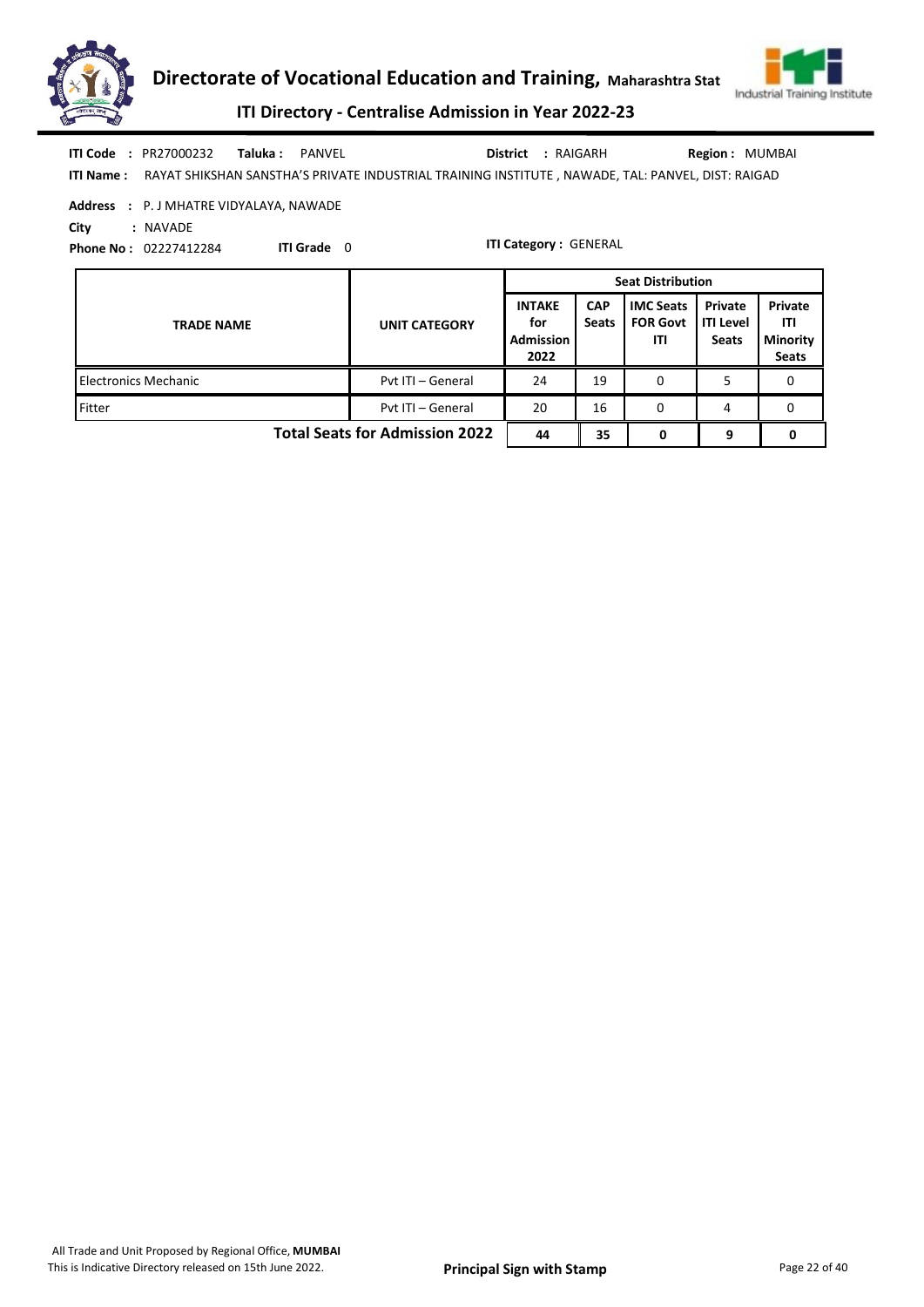**ITI Code :** PR27000232 **Taluka :** PANVEL **District :** RAIGARH **Region :** MUMBAI

**ITI Name :** RAYAT SHIKSHAN SANSTHA'S PRIVATE INDUSTRIAL TRAINING INSTITUTE , NAWADE, TAL: PANVEL, DIST: RAIGAD

**Address :** P. J MHATRE VIDYALAYA, NAWADE

**City :** NAVADE

**Phone No :** 02227412284 **ITI Grade** 0 **ITI Category :** GENERAL

| TRADE NAME | UNIT CATEGORY | Seat Distribution | | | | |
|---|---|---|---|---|---|---|
| | | INTAKE for Admission 2022 | CAP Seats | IMC Seats FOR Govt ITI | Private ITI Level Seats | Private ITI Minority Seats |
| Electronics Mechanic | Pvt ITI – General | 24 | 19 | 0 | 5 | 0 |
| Fitter | Pvt ITI – General | 20 | 16 | 0 | 4 | 0 |
| **Total Seats for Admission 2022** | | **44** | **35** | **0** | **9** | **0** |

All Trade and Unit Proposed by Regional Office, **MUMBAI**
This is Indicative Directory released on 15th June 2022.

**Principal Sign with Stamp**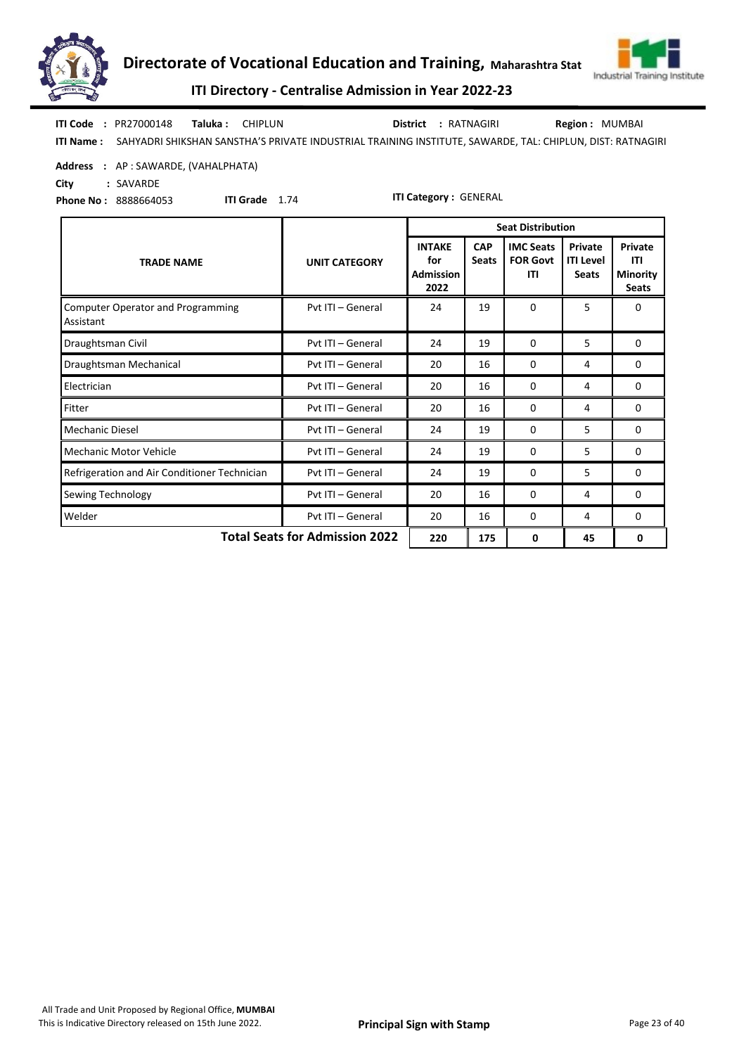# Directorate of Vocational Education and Training, Maharashtra Stat

## ITI Directory - Centralise Admission in Year 2022-23

**ITI Code :** PR27000148 **Taluka :** CHIPLUN **District :** RATNAGIRI **Region :** MUMBAI

**ITI Name :** SAHYADRI SHIKSHAN SANSTHA'S PRIVATE INDUSTRIAL TRAINING INSTITUTE, SAWARDE, TAL: CHIPLUN, DIST: RATNAGIRI

**Address :** AP : SAWARDE, (VAHALPHATA)

**City :** SAVARDE

**Phone No :** 8888664053 **ITI Grade** 1.74 **ITI Category :** GENERAL

| TRADE NAME | UNIT CATEGORY | Seat Distribution | | | | |
|---|---|---|---|---|---|---|
| | | INTAKE for Admission 2022 | CAP Seats | IMC Seats FOR Govt ITI | Private ITI Level Seats | Private ITI Minority Seats |
| Computer Operator and Programming Assistant | Pvt ITI – General | 24 | 19 | 0 | 5 | 0 |
| Draughtsman Civil | Pvt ITI – General | 24 | 19 | 0 | 5 | 0 |
| Draughtsman Mechanical | Pvt ITI – General | 20 | 16 | 0 | 4 | 0 |
| Electrician | Pvt ITI – General | 20 | 16 | 0 | 4 | 0 |
| Fitter | Pvt ITI – General | 20 | 16 | 0 | 4 | 0 |
| Mechanic Diesel | Pvt ITI – General | 24 | 19 | 0 | 5 | 0 |
| Mechanic Motor Vehicle | Pvt ITI – General | 24 | 19 | 0 | 5 | 0 |
| Refrigeration and Air Conditioner Technician | Pvt ITI – General | 24 | 19 | 0 | 5 | 0 |
| Sewing Technology | Pvt ITI – General | 20 | 16 | 0 | 4 | 0 |
| Welder | Pvt ITI – General | 20 | 16 | 0 | 4 | 0 |
| **Total Seats for Admission 2022** | | **220** | **175** | **0** | **45** | **0** |

All Trade and Unit Proposed by Regional Office, **MUMBAI**
This is Indicative Directory released on 15th June 2022.

**Principal Sign with Stamp**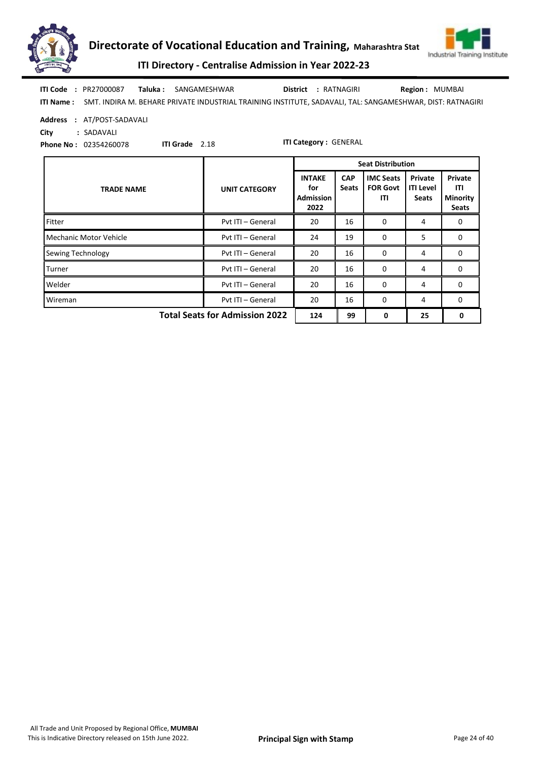**ITI Code** : PR27000087 **Taluka** : SANGAMESHWAR **District** : RATNAGIRI **Region** : MUMBAI

**ITI Name** : SMT. INDIRA M. BEHARE PRIVATE INDUSTRIAL TRAINING INSTITUTE, SADAVALI, TAL: SANGAMESHWAR, DIST: RATNAGIRI

**Address** : AT/POST-SADAVALI

**City** : SADAVALI

**Phone No** : 02354260078 **ITI Grade** 2.18 **ITI Category** : GENERAL

| TRADE NAME | UNIT CATEGORY | Seat Distribution | | | | |
|---|---|---|---|---|---|---|
| | | INTAKE for Admission 2022 | CAP Seats | IMC Seats FOR Govt ITI | Private ITI Level Seats | Private ITI Minority Seats |
| Fitter | Pvt ITI – General | 20 | 16 | 0 | 4 | 0 |
| Mechanic Motor Vehicle | Pvt ITI – General | 24 | 19 | 0 | 5 | 0 |
| Sewing Technology | Pvt ITI – General | 20 | 16 | 0 | 4 | 0 |
| Turner | Pvt ITI – General | 20 | 16 | 0 | 4 | 0 |
| Welder | Pvt ITI – General | 20 | 16 | 0 | 4 | 0 |
| Wireman | Pvt ITI – General | 20 | 16 | 0 | 4 | 0 |
| | **Total Seats for Admission 2022** | **124** | **99** | **0** | **25** | **0** |

All Trade and Unit Proposed by Regional Office, **MUMBAI**

This is Indicative Directory released on 15th June 2022.

**Principal Sign with Stamp**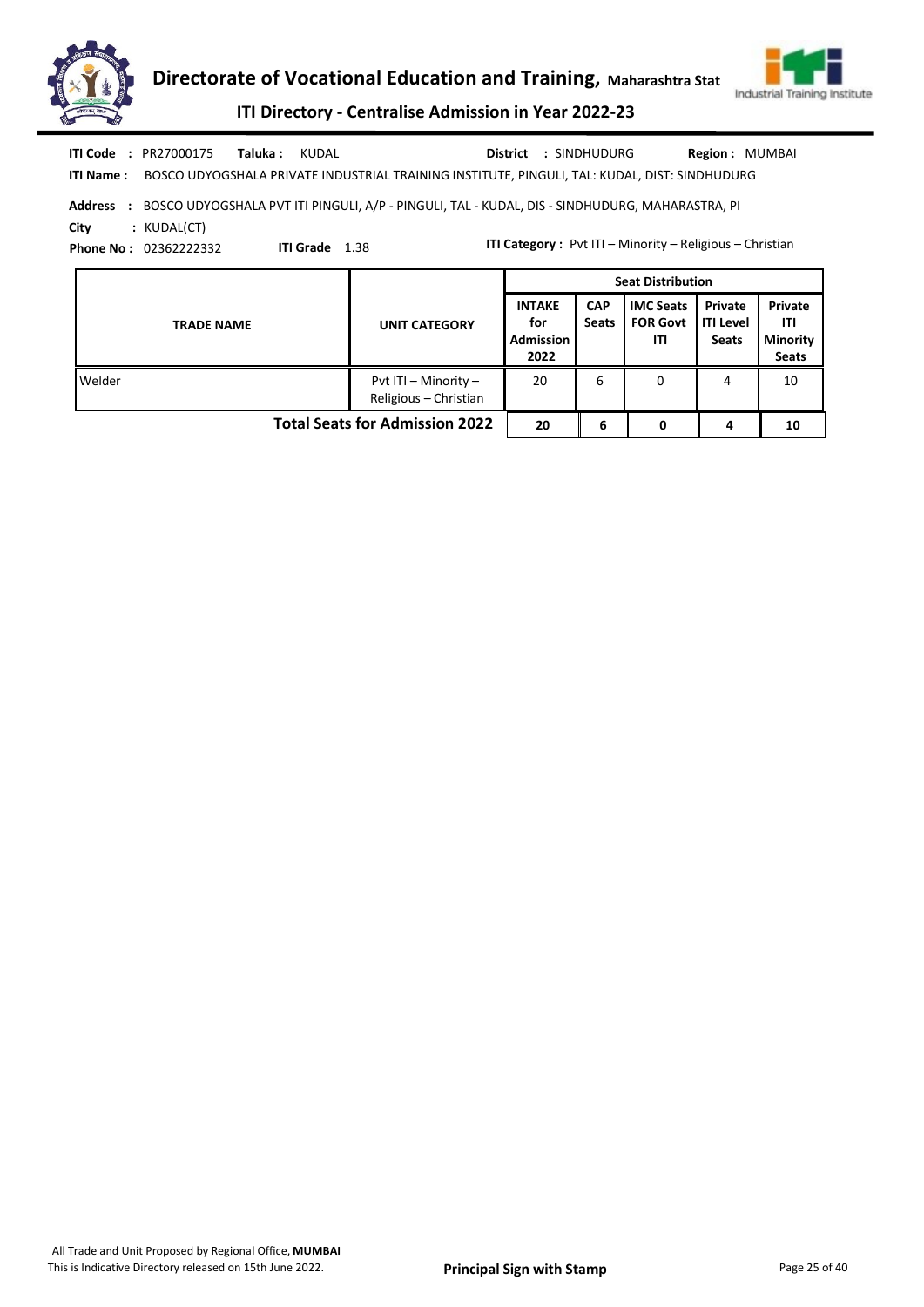**ITI Code** : PR27000175 **Taluka :** KUDAL **District** : SINDHUDURG **Region :** MUMBAI

**ITI Name :** BOSCO UDYOGSHALA PRIVATE INDUSTRIAL TRAINING INSTITUTE, PINGULI, TAL: KUDAL, DIST: SINDHUDURG

**Address** : BOSCO UDYOGSHALA PVT ITI PINGULI, A/P - PINGULI, TAL - KUDAL, DIS - SINDHUDURG, MAHARASTRA, PI

**City** : KUDAL(CT)

**Phone No :** 02362222332 **ITI Grade** 1.38 **ITI Category :** Pvt ITI – Minority – Religious – Christian

| TRADE NAME | UNIT CATEGORY | Seat Distribution | | | | |
|---|---|---|---|---|---|---|
| | | INTAKE for Admission 2022 | CAP Seats | IMC Seats FOR Govt ITI | Private ITI Level Seats | Private ITI Minority Seats |
| Welder | Pvt ITI – Minority – Religious – Christian | 20 | 6 | 0 | 4 | 10 |
| **Total Seats for Admission 2022** | | **20** | **6** | **0** | **4** | **10** |

All Trade and Unit Proposed by Regional Office, **MUMBAI**

This is Indicative Directory released on 15th June 2022.

**Principal Sign with Stamp**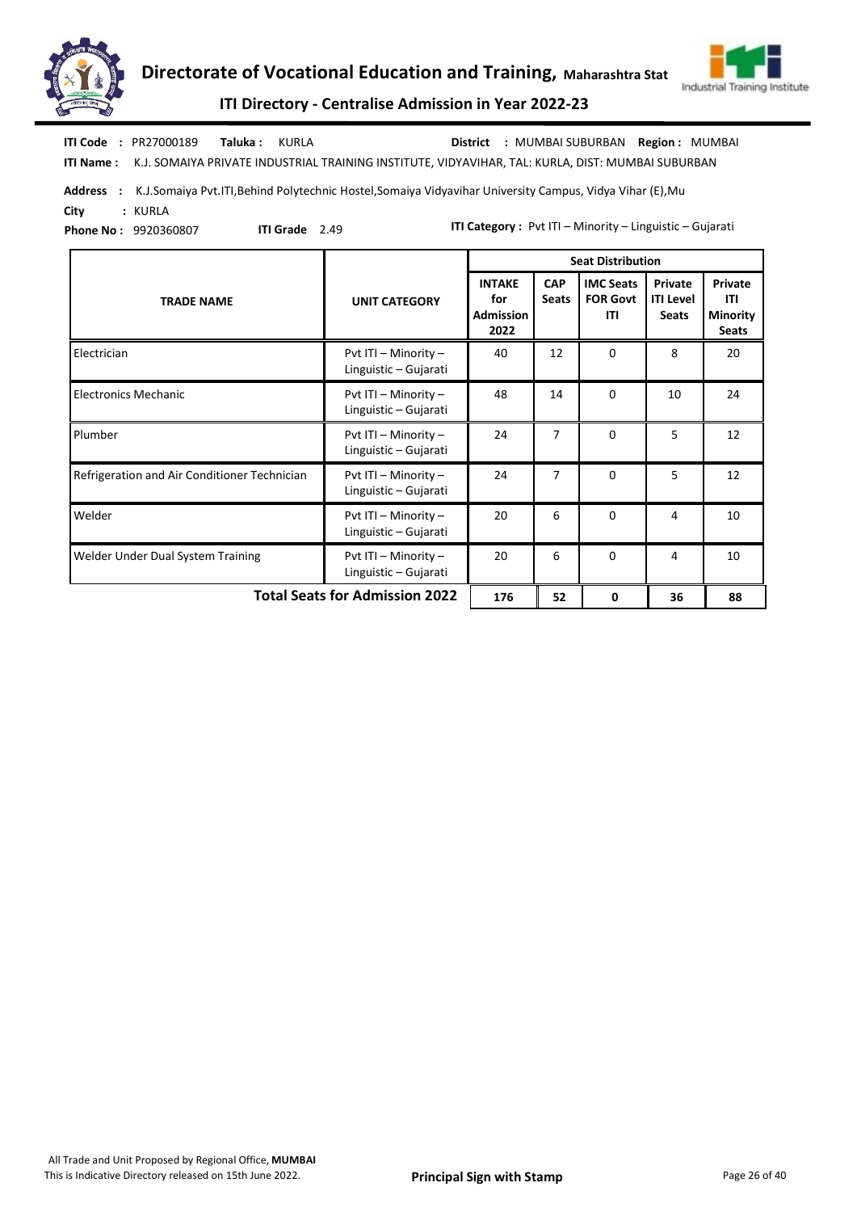**ITI Code :** PR27000189 **Taluka :** KURLA **District :** MUMBAI SUBURBAN **Region :** MUMBAI

**ITI Name :** K.J. SOMAIYA PRIVATE INDUSTRIAL TRAINING INSTITUTE, VIDYAVIHAR, TAL: KURLA, DIST: MUMBAI SUBURBAN

**Address :** K.J.Somaiya Pvt.ITI,Behind Polytechnic Hostel,Somaiya Vidyavihar University Campus, Vidya Vihar (E),Mu

**City :** KURLA

**Phone No :** 9920360807 **ITI Grade** 2.49 **ITI Category :** Pvt ITI – Minority – Linguistic – Gujarati

| TRADE NAME | UNIT CATEGORY | Seat Distribution | | | | |
|---|---|---|---|---|---|---|
| | | INTAKE for Admission 2022 | CAP Seats | IMC Seats FOR Govt ITI | Private ITI Level Seats | Private ITI Minority Seats |
| Electrician | Pvt ITI – Minority – Linguistic – Gujarati | 40 | 12 | 0 | 8 | 20 |
| Electronics Mechanic | Pvt ITI – Minority – Linguistic – Gujarati | 48 | 14 | 0 | 10 | 24 |
| Plumber | Pvt ITI – Minority – Linguistic – Gujarati | 24 | 7 | 0 | 5 | 12 |
| Refrigeration and Air Conditioner Technician | Pvt ITI – Minority – Linguistic – Gujarati | 24 | 7 | 0 | 5 | 12 |
| Welder | Pvt ITI – Minority – Linguistic – Gujarati | 20 | 6 | 0 | 4 | 10 |
| Welder Under Dual System Training | Pvt ITI – Minority – Linguistic – Gujarati | 20 | 6 | 0 | 4 | 10 |
| **Total Seats for Admission 2022** | | **176** | **52** | **0** | **36** | **88** |

All Trade and Unit Proposed by Regional Office, **MUMBAI**
This is Indicative Directory released on 15th June 2022.

**Principal Sign with Stamp**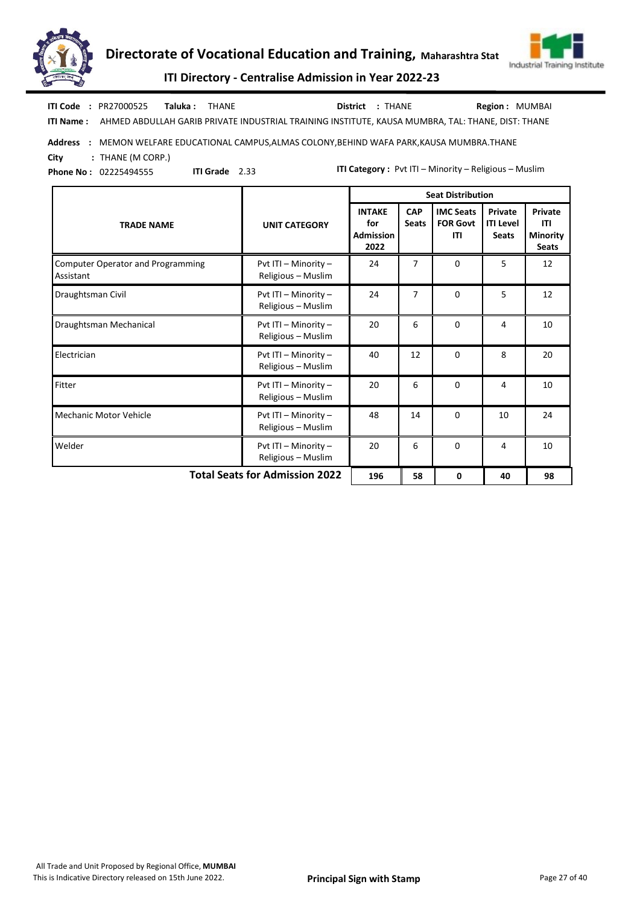# Directorate of Vocational Education and Training, Maharashtra Stat

## ITI Directory - Centralise Admission in Year 2022-23

**ITI Code :** PR27000525 **Taluka :** THANE **District :** THANE **Region :** MUMBAI

**ITI Name :** AHMED ABDULLAH GARIB PRIVATE INDUSTRIAL TRAINING INSTITUTE, KAUSA MUMBRA, TAL: THANE, DIST: THANE

**Address :** MEMON WELFARE EDUCATIONAL CAMPUS,ALMAS COLONY,BEHIND WAFA PARK,KAUSA MUMBRA.THANE

**City :** THANE (M CORP.)

**Phone No :** 02225494555 **ITI Grade** 2.33 **ITI Category :** Pvt ITI – Minority – Religious – Muslim

| TRADE NAME | UNIT CATEGORY | Seat Distribution | | | | |
|---|---|---|---|---|---|---|
| | | INTAKE for Admission 2022 | CAP Seats | IMC Seats FOR Govt ITI | Private ITI Level Seats | Private ITI Minority Seats |
| Computer Operator and Programming Assistant | Pvt ITI – Minority – Religious – Muslim | 24 | 7 | 0 | 5 | 12 |
| Draughtsman Civil | Pvt ITI – Minority – Religious – Muslim | 24 | 7 | 0 | 5 | 12 |
| Draughtsman Mechanical | Pvt ITI – Minority – Religious – Muslim | 20 | 6 | 0 | 4 | 10 |
| Electrician | Pvt ITI – Minority – Religious – Muslim | 40 | 12 | 0 | 8 | 20 |
| Fitter | Pvt ITI – Minority – Religious – Muslim | 20 | 6 | 0 | 4 | 10 |
| Mechanic Motor Vehicle | Pvt ITI – Minority – Religious – Muslim | 48 | 14 | 0 | 10 | 24 |
| Welder | Pvt ITI – Minority – Religious – Muslim | 20 | 6 | 0 | 4 | 10 |
| **Total Seats for Admission 2022** | | **196** | **58** | **0** | **40** | **98** |

All Trade and Unit Proposed by Regional Office, **MUMBAI**

This is Indicative Directory released on 15th June 2022.

**Principal Sign with Stamp**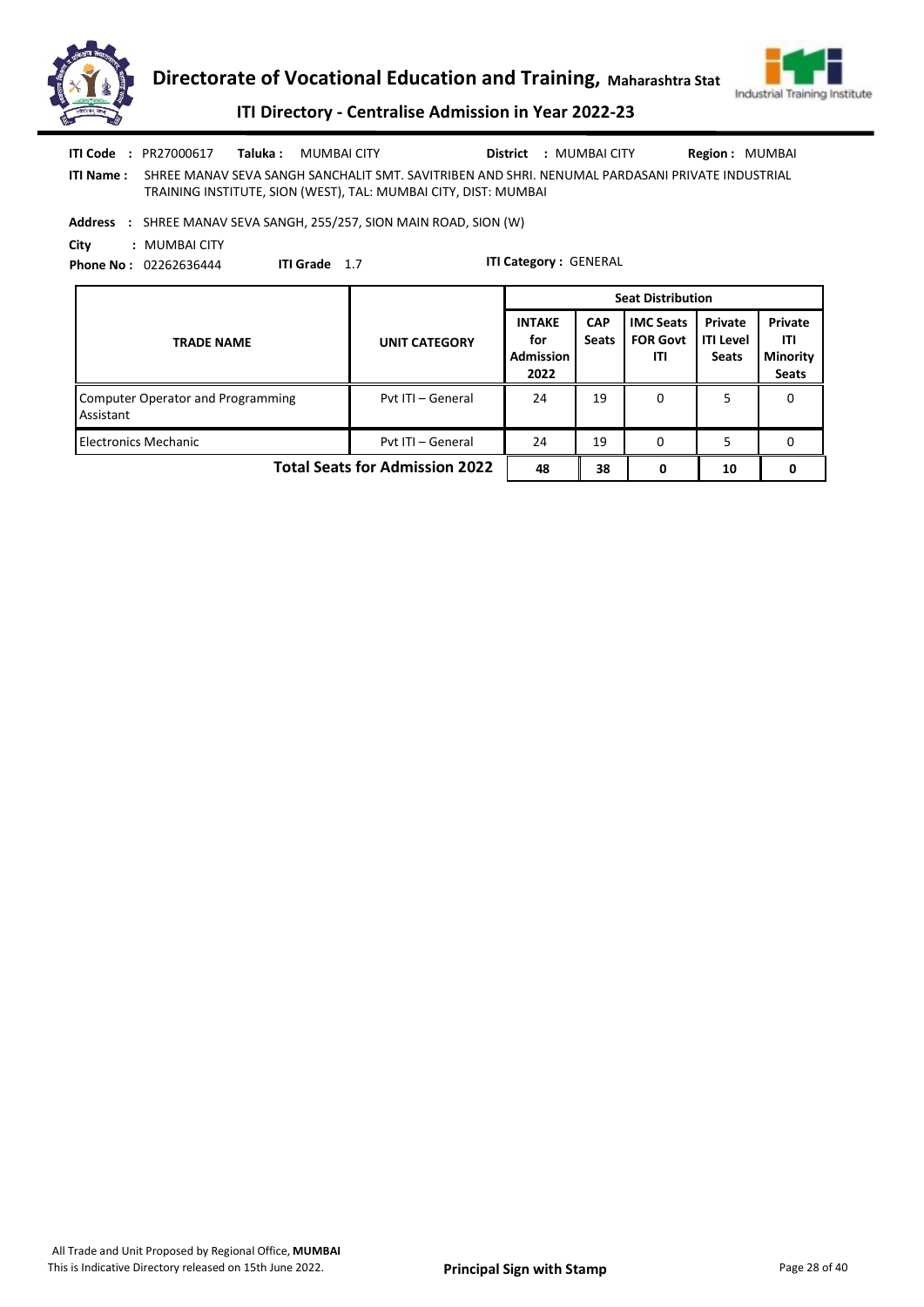# Directorate of Vocational Education and Training, Maharashtra Stat

## ITI Directory - Centralise Admission in Year 2022-23

**ITI Code :** PR27000617 **Taluka :** MUMBAI CITY **District :** MUMBAI CITY **Region :** MUMBAI

**ITI Name :** SHREE MANAV SEVA SANGH SANCHALIT SMT. SAVITRIBEN AND SHRI. NENUMAL PARDASANI PRIVATE INDUSTRIAL TRAINING INSTITUTE, SION (WEST), TAL: MUMBAI CITY, DIST: MUMBAI

**Address :** SHREE MANAV SEVA SANGH, 255/257, SION MAIN ROAD, SION (W)

**City :** MUMBAI CITY

**Phone No :** 02262636444 **ITI Grade** 1.7 **ITI Category :** GENERAL

| TRADE NAME | UNIT CATEGORY | Seat Distribution | | | | |
|---|---|---|---|---|---|---|
| | | INTAKE for Admission 2022 | CAP Seats | IMC Seats FOR Govt ITI | Private ITI Level Seats | Private ITI Minority Seats |
| Computer Operator and Programming Assistant | Pvt ITI – General | 24 | 19 | 0 | 5 | 0 |
| Electronics Mechanic | Pvt ITI – General | 24 | 19 | 0 | 5 | 0 |
| **Total Seats for Admission 2022** | | **48** | **38** | **0** | **10** | **0** |

All Trade and Unit Proposed by Regional Office, **MUMBAI**
This is Indicative Directory released on 15th June 2022.

**Principal Sign with Stamp**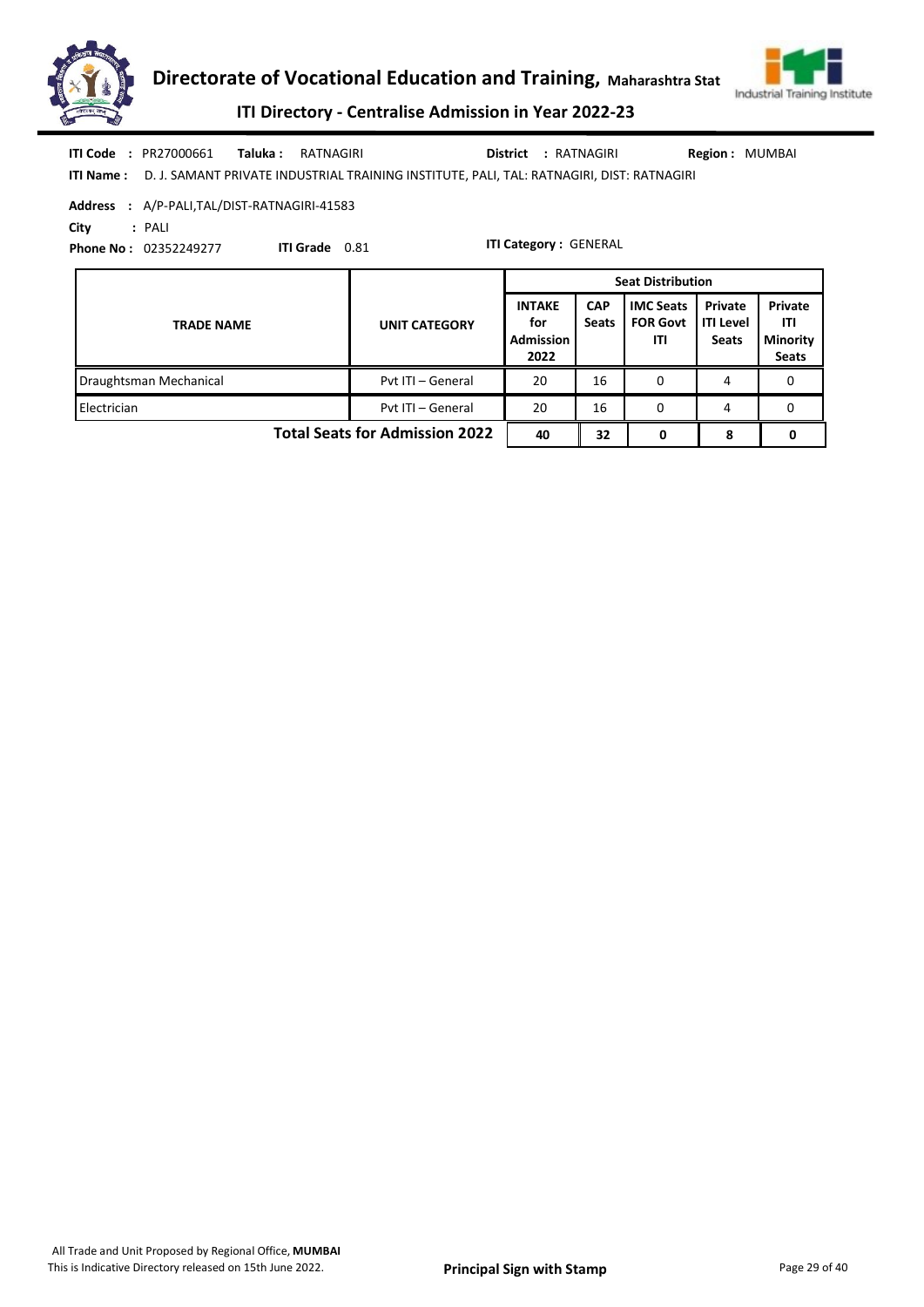**ITI Code :** PR27000661 **Taluka :** RATNAGIRI **District :** RATNAGIRI **Region :** MUMBAI

**ITI Name :** D. J. SAMANT PRIVATE INDUSTRIAL TRAINING INSTITUTE, PALI, TAL: RATNAGIRI, DIST: RATNAGIRI

**Address :** A/P-PALI,TAL/DIST-RATNAGIRI-41583

**City :** PALI

**Phone No :** 02352249277 **ITI Grade** 0.81 **ITI Category :** GENERAL

| TRADE NAME | UNIT CATEGORY | Seat Distribution | | | | |
|---|---|---|---|---|---|---|
| | | INTAKE for Admission 2022 | CAP Seats | IMC Seats FOR Govt ITI | Private ITI Level Seats | Private ITI Minority Seats |
| Draughtsman Mechanical | Pvt ITI – General | 20 | 16 | 0 | 4 | 0 |
| Electrician | Pvt ITI – General | 20 | 16 | 0 | 4 | 0 |
| **Total Seats for Admission 2022** | | **40** | **32** | **0** | **8** | **0** |

All Trade and Unit Proposed by Regional Office, **MUMBAI**

This is Indicative Directory released on 15th June 2022.

**Principal Sign with Stamp**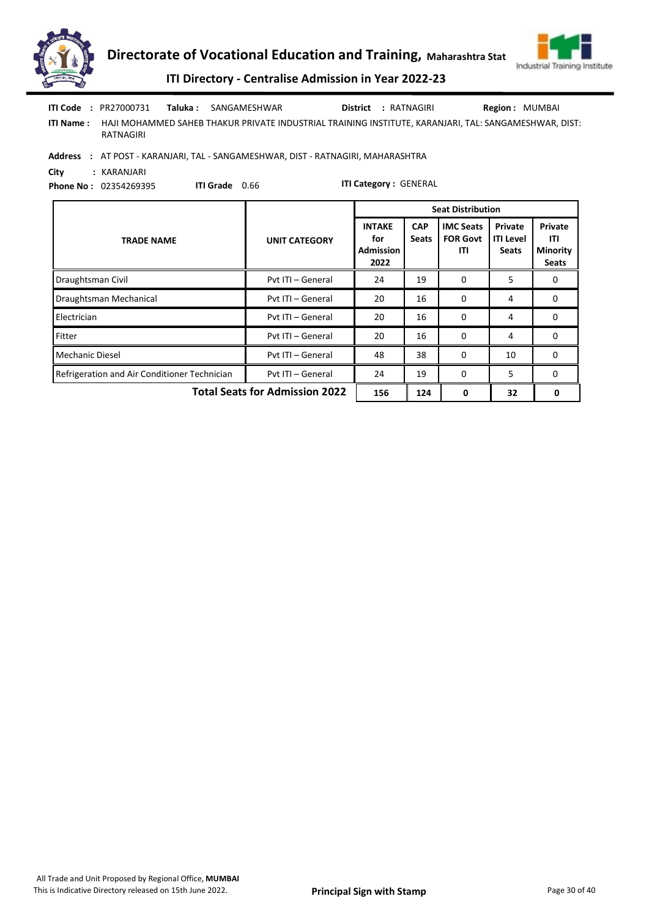**ITI Code :** PR27000731 **Taluka :** SANGAMESHWAR **District :** RATNAGIRI **Region :** MUMBAI

**ITI Name :** HAJI MOHAMMED SAHEB THAKUR PRIVATE INDUSTRIAL TRAINING INSTITUTE, KARANJARI, TAL: SANGAMESHWAR, DIST: RATNAGIRI

**Address :** AT POST - KARANJARI, TAL - SANGAMESHWAR, DIST - RATNAGIRI, MAHARASHTRA

**City :** KARANJARI

**Phone No :** 02354269395 **ITI Grade** 0.66 **ITI Category :** GENERAL

| TRADE NAME | UNIT CATEGORY | Seat Distribution | | | | |
|---|---|---|---|---|---|---|
| | | INTAKE for Admission 2022 | CAP Seats | IMC Seats FOR Govt ITI | Private ITI Level Seats | Private ITI Minority Seats |
| Draughtsman Civil | Pvt ITI – General | 24 | 19 | 0 | 5 | 0 |
| Draughtsman Mechanical | Pvt ITI – General | 20 | 16 | 0 | 4 | 0 |
| Electrician | Pvt ITI – General | 20 | 16 | 0 | 4 | 0 |
| Fitter | Pvt ITI – General | 20 | 16 | 0 | 4 | 0 |
| Mechanic Diesel | Pvt ITI – General | 48 | 38 | 0 | 10 | 0 |
| Refrigeration and Air Conditioner Technician | Pvt ITI – General | 24 | 19 | 0 | 5 | 0 |
| **Total Seats for Admission 2022** | | **156** | **124** | **0** | **32** | **0** |

All Trade and Unit Proposed by Regional Office, **MUMBAI**
This is Indicative Directory released on 15th June 2022.

**Principal Sign with Stamp**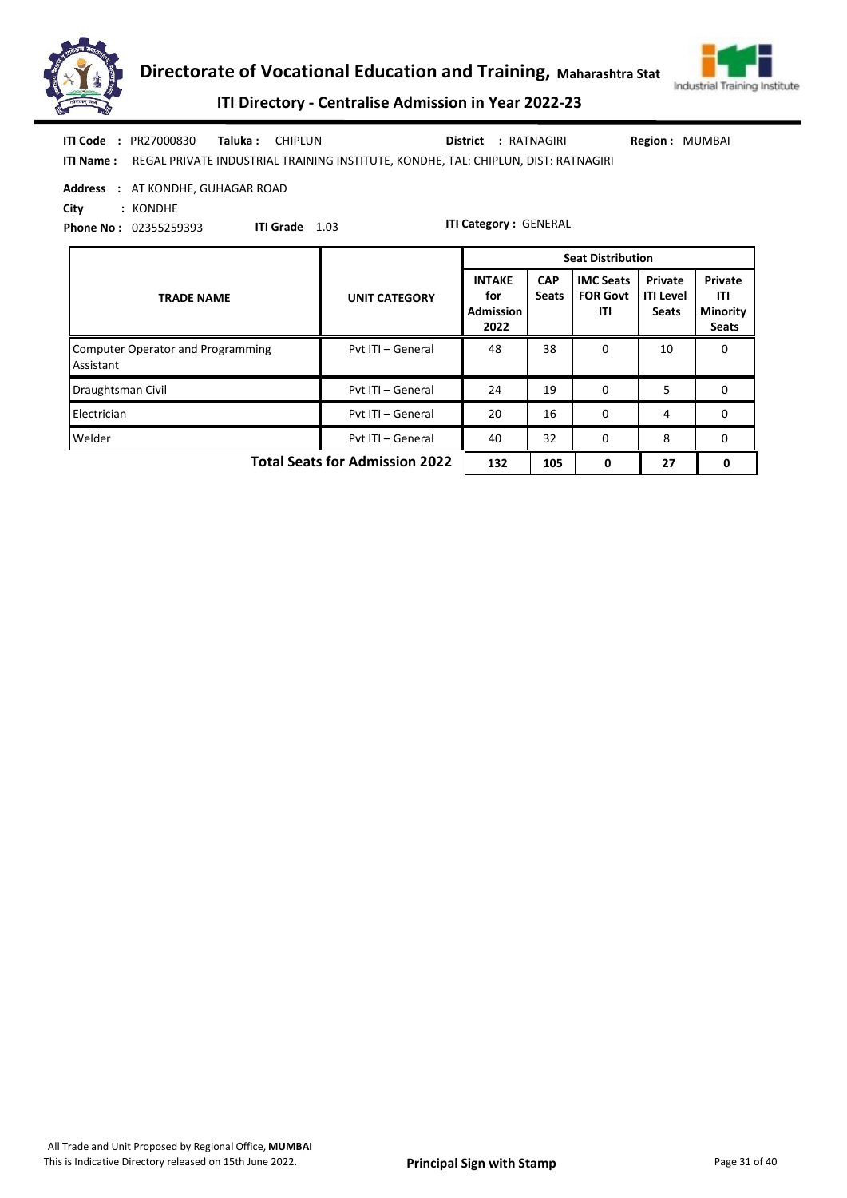# Directorate of Vocational Education and Training, Maharashtra Stat

## ITI Directory - Centralise Admission in Year 2022-23

**ITI Code** : PR27000830 **Taluka** : CHIPLUN **District** : RATNAGIRI **Region** : MUMBAI

**ITI Name** : REGAL PRIVATE INDUSTRIAL TRAINING INSTITUTE, KONDHE, TAL: CHIPLUN, DIST: RATNAGIRI

**Address** : AT KONDHE, GUHAGAR ROAD

**City** : KONDHE

**Phone No** : 02355259393 **ITI Grade** 1.03 **ITI Category** : GENERAL

| TRADE NAME | UNIT CATEGORY | Seat Distribution | | | | |
|---|---|---|---|---|---|---|
| | | INTAKE for Admission 2022 | CAP Seats | IMC Seats FOR Govt ITI | Private ITI Level Seats | Private ITI Minority Seats |
| Computer Operator and Programming Assistant | Pvt ITI – General | 48 | 38 | 0 | 10 | 0 |
| Draughtsman Civil | Pvt ITI – General | 24 | 19 | 0 | 5 | 0 |
| Electrician | Pvt ITI – General | 20 | 16 | 0 | 4 | 0 |
| Welder | Pvt ITI – General | 40 | 32 | 0 | 8 | 0 |
| **Total Seats for Admission 2022** | | **132** | **105** | **0** | **27** | **0** |

All Trade and Unit Proposed by Regional Office, **MUMBAI**

This is Indicative Directory released on 15th June 2022.

**Principal Sign with Stamp**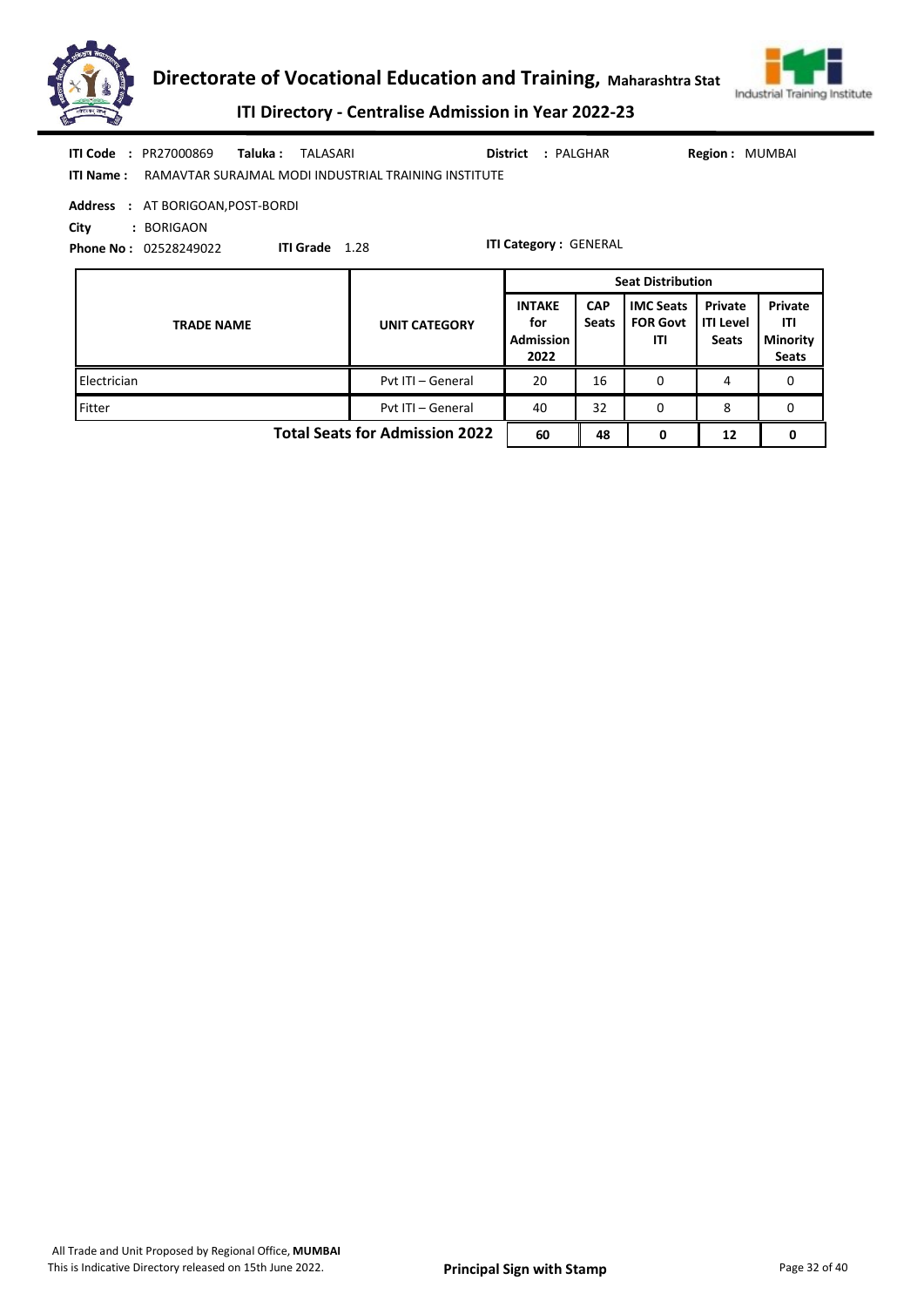**ITI Code :** PR27000869 **Taluka :** TALASARI **District :** PALGHAR **Region :** MUMBAI

**ITI Name :** RAMAVTAR SURAJMAL MODI INDUSTRIAL TRAINING INSTITUTE

**Address :** AT BORIGOAN,POST-BORDI

**City :** BORIGAON

**Phone No :** 02528249022 **ITI Grade** 1.28 **ITI Category :** GENERAL

| TRADE NAME | UNIT CATEGORY | Seat Distribution | | | | |
|---|---|---|---|---|---|---|
| | | INTAKE for Admission 2022 | CAP Seats | IMC Seats FOR Govt ITI | Private ITI Level Seats | Private ITI Minority Seats |
| Electrician | Pvt ITI – General | 20 | 16 | 0 | 4 | 0 |
| Fitter | Pvt ITI – General | 40 | 32 | 0 | 8 | 0 |
| **Total Seats for Admission 2022** | | **60** | **48** | **0** | **12** | **0** |

All Trade and Unit Proposed by Regional Office, **MUMBAI**

This is Indicative Directory released on 15th June 2022.

**Principal Sign with Stamp**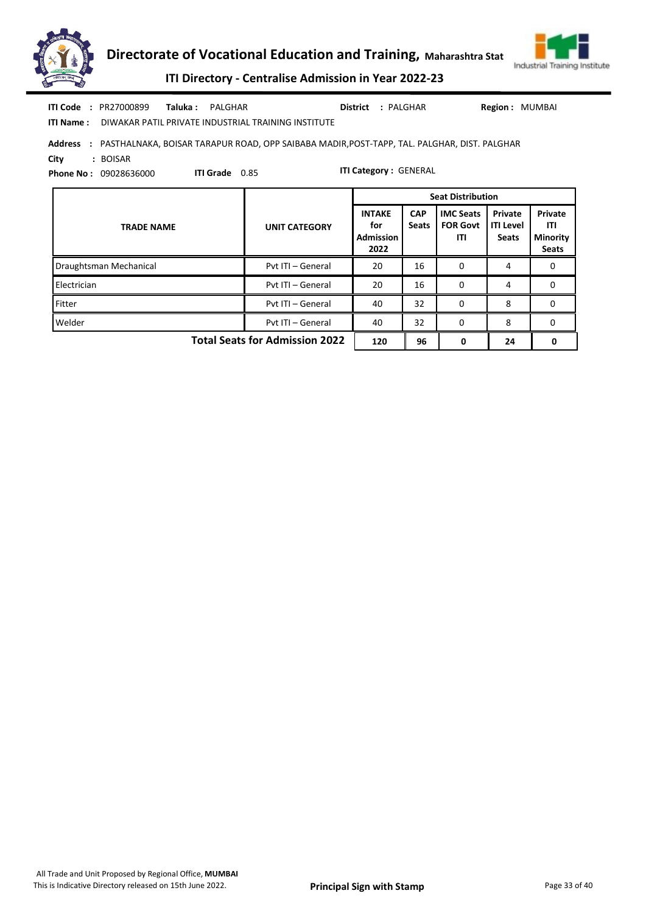**ITI Code** : PR27000899 **Taluka :** PALGHAR **District** : PALGHAR **Region :** MUMBAI

**ITI Name :** DIWAKAR PATIL PRIVATE INDUSTRIAL TRAINING INSTITUTE

**Address** : PASTHALNAKA, BOISAR TARAPUR ROAD, OPP SAIBABA MADIR,POST-TAPP, TAL. PALGHAR, DIST. PALGHAR

**City** : BOISAR

**Phone No :** 09028636000 **ITI Grade** 0.85 **ITI Category :** GENERAL

| TRADE NAME | UNIT CATEGORY | Seat Distribution | | | | |
|---|---|---|---|---|---|---|
| | | INTAKE for Admission 2022 | CAP Seats | IMC Seats FOR Govt ITI | Private ITI Level Seats | Private ITI Minority Seats |
| Draughtsman Mechanical | Pvt ITI – General | 20 | 16 | 0 | 4 | 0 |
| Electrician | Pvt ITI – General | 20 | 16 | 0 | 4 | 0 |
| Fitter | Pvt ITI – General | 40 | 32 | 0 | 8 | 0 |
| Welder | Pvt ITI – General | 40 | 32 | 0 | 8 | 0 |
| **Total Seats for Admission 2022** | | **120** | **96** | **0** | **24** | **0** |

All Trade and Unit Proposed by Regional Office, **MUMBAI**

This is Indicative Directory released on 15th June 2022.

**Principal Sign with Stamp**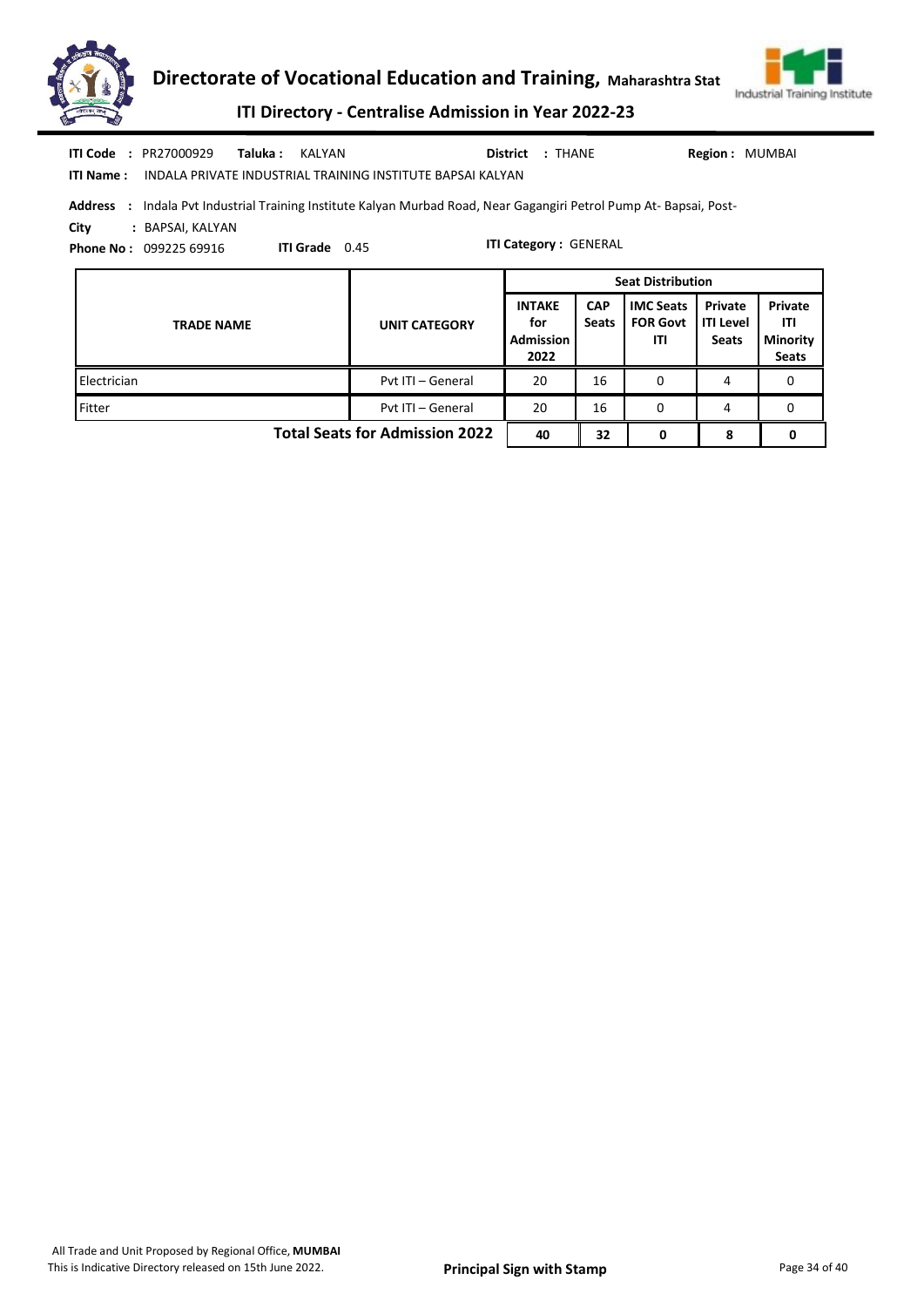**ITI Code :** PR27000929 **Taluka :** KALYAN **District :** THANE **Region :** MUMBAI

**ITI Name :** INDALA PRIVATE INDUSTRIAL TRAINING INSTITUTE BAPSAI KALYAN

**Address :** Indala Pvt Industrial Training Institute Kalyan Murbad Road, Near Gagangiri Petrol Pump At- Bapsai, Post-

**City :** BAPSAI, KALYAN

**Phone No :** 099225 69916 **ITI Grade** 0.45 **ITI Category :** GENERAL

| TRADE NAME | UNIT CATEGORY | Seat Distribution | | | | |
|---|---|---|---|---|---|---|
| | | INTAKE for Admission 2022 | CAP Seats | IMC Seats FOR Govt ITI | Private ITI Level Seats | Private ITI Minority Seats |
| Electrician | Pvt ITI – General | 20 | 16 | 0 | 4 | 0 |
| Fitter | Pvt ITI – General | 20 | 16 | 0 | 4 | 0 |
| | **Total Seats for Admission 2022** | **40** | **32** | **0** | **8** | **0** |

All Trade and Unit Proposed by Regional Office, **MUMBAI**

This is Indicative Directory released on 15th June 2022.

**Principal Sign with Stamp**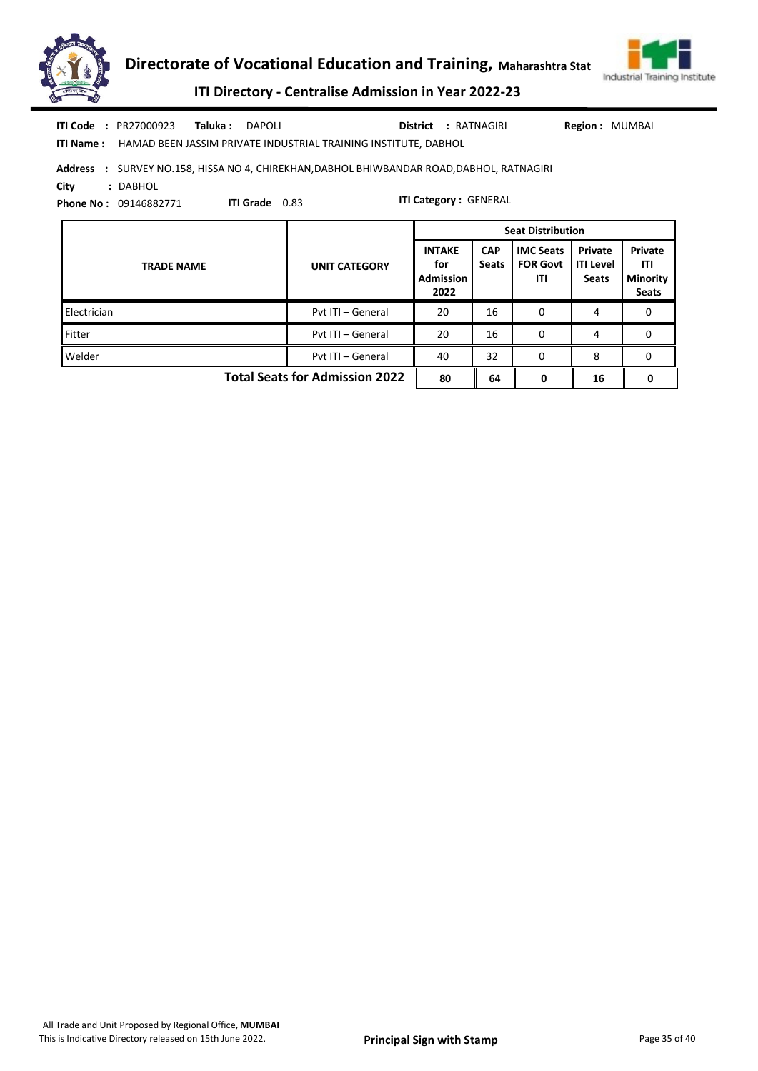**ITI Code :** PR27000923 **Taluka :** DAPOLI **District :** RATNAGIRI **Region :** MUMBAI

**ITI Name :** HAMAD BEEN JASSIM PRIVATE INDUSTRIAL TRAINING INSTITUTE, DABHOL

**Address :** SURVEY NO.158, HISSA NO 4, CHIREKHAN,DABHOL BHIWBANDAR ROAD,DABHOL, RATNAGIRI

**City :** DABHOL

**Phone No :** 09146882771 **ITI Grade** 0.83 **ITI Category :** GENERAL

| TRADE NAME | UNIT CATEGORY | Seat Distribution | | | | |
|---|---|---|---|---|---|---|
| | | INTAKE for Admission 2022 | CAP Seats | IMC Seats FOR Govt ITI | Private ITI Level Seats | Private ITI Minority Seats |
| Electrician | Pvt ITI – General | 20 | 16 | 0 | 4 | 0 |
| Fitter | Pvt ITI – General | 20 | 16 | 0 | 4 | 0 |
| Welder | Pvt ITI – General | 40 | 32 | 0 | 8 | 0 |
| | **Total Seats for Admission 2022** | **80** | **64** | **0** | **16** | **0** |

All Trade and Unit Proposed by Regional Office, **MUMBAI**
This is Indicative Directory released on 15th June 2022.

**Principal Sign with Stamp**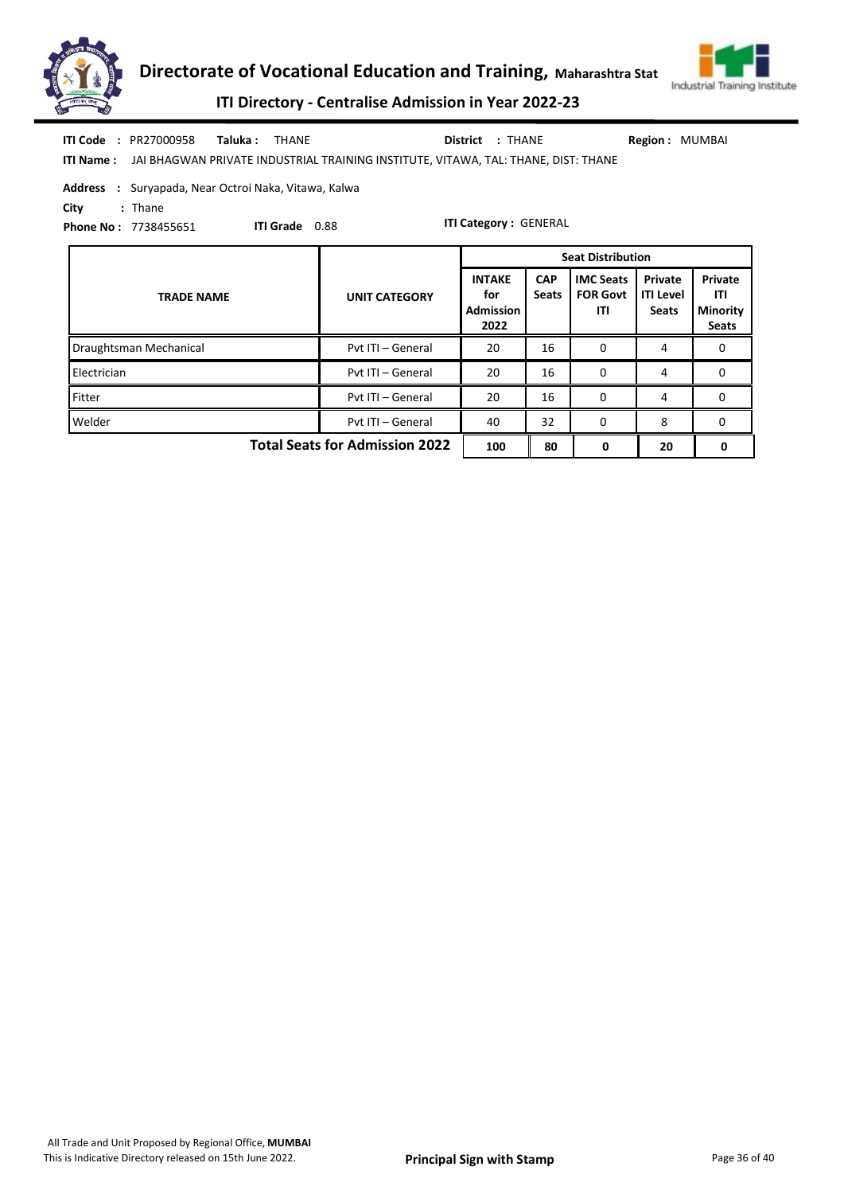**ITI Code** : PR27000958 **Taluka :** THANE **District** : THANE **Region :** MUMBAI

**ITI Name :** JAI BHAGWAN PRIVATE INDUSTRIAL TRAINING INSTITUTE, VITAWA, TAL: THANE, DIST: THANE

**Address** : Suryapada, Near Octroi Naka, Vitawa, Kalwa

**City** : Thane

**Phone No :** 7738455651 **ITI Grade** 0.88 **ITI Category :** GENERAL

| TRADE NAME | UNIT CATEGORY | Seat Distribution | | | | |
|---|---|---|---|---|---|---|
| | | INTAKE for Admission 2022 | CAP Seats | IMC Seats FOR Govt ITI | Private ITI Level Seats | Private ITI Minority Seats |
| Draughtsman Mechanical | Pvt ITI – General | 20 | 16 | 0 | 4 | 0 |
| Electrician | Pvt ITI – General | 20 | 16 | 0 | 4 | 0 |
| Fitter | Pvt ITI – General | 20 | 16 | 0 | 4 | 0 |
| Welder | Pvt ITI – General | 40 | 32 | 0 | 8 | 0 |
| **Total Seats for Admission 2022** | | **100** | **80** | **0** | **20** | **0** |

All Trade and Unit Proposed by Regional Office, **MUMBAI**
This is Indicative Directory released on 15th June 2022.

**Principal Sign with Stamp**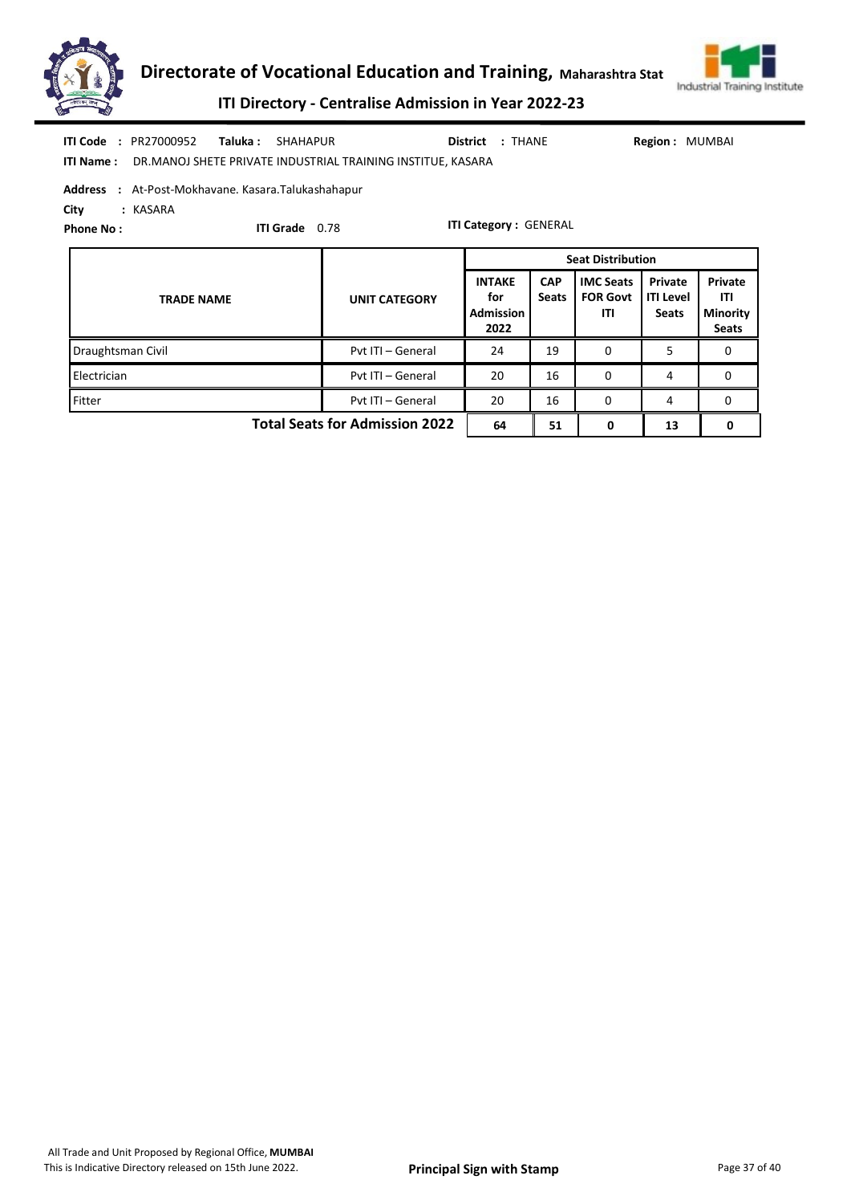# Directorate of Vocational Education and Training, Maharashtra Stat

## ITI Directory - Centralise Admission in Year 2022-23

**ITI Code :** PR27000952 **Taluka :** SHAHAPUR **District :** THANE **Region :** MUMBAI

**ITI Name :** DR.MANOJ SHETE PRIVATE INDUSTRIAL TRAINING INSTITUE, KASARA

**Address :** At-Post-Mokhavane. Kasara.Talukashahapur

**City :** KASARA

**Phone No :** **ITI Grade** 0.78 **ITI Category :** GENERAL

| TRADE NAME | UNIT CATEGORY | Seat Distribution | | | | |
|---|---|---|---|---|---|---|
| | | INTAKE for Admission 2022 | CAP Seats | IMC Seats FOR Govt ITI | Private ITI Level Seats | Private ITI Minority Seats |
| Draughtsman Civil | Pvt ITI – General | 24 | 19 | 0 | 5 | 0 |
| Electrician | Pvt ITI – General | 20 | 16 | 0 | 4 | 0 |
| Fitter | Pvt ITI – General | 20 | 16 | 0 | 4 | 0 |
| | **Total Seats for Admission 2022** | **64** | **51** | **0** | **13** | **0** |

All Trade and Unit Proposed by Regional Office, **MUMBAI**

This is Indicative Directory released on 15th June 2022.

**Principal Sign with Stamp**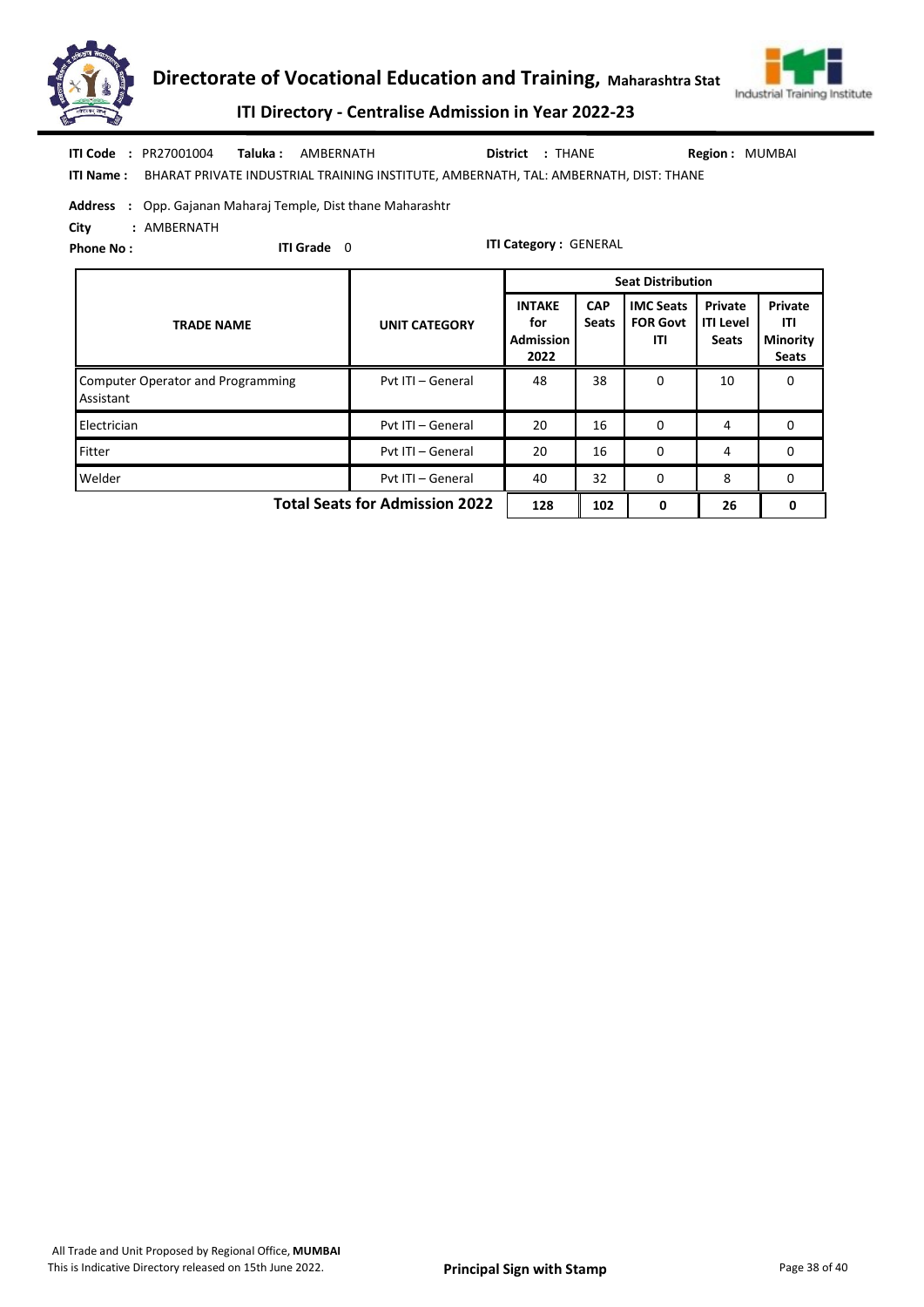**ITI Code :** PR27001004 **Taluka :** AMBERNATH **District :** THANE **Region :** MUMBAI

**ITI Name :** BHARAT PRIVATE INDUSTRIAL TRAINING INSTITUTE, AMBERNATH, TAL: AMBERNATH, DIST: THANE

**Address :** Opp. Gajanan Maharaj Temple, Dist thane Maharashtr

**City :** AMBERNATH

**Phone No :** **ITI Grade** 0 **ITI Category :** GENERAL

| TRADE NAME | UNIT CATEGORY | Seat Distribution | | | | |
|---|---|---|---|---|---|---|
| | | INTAKE for Admission 2022 | CAP Seats | IMC Seats FOR Govt ITI | Private ITI Level Seats | Private ITI Minority Seats |
| Computer Operator and Programming Assistant | Pvt ITI – General | 48 | 38 | 0 | 10 | 0 |
| Electrician | Pvt ITI – General | 20 | 16 | 0 | 4 | 0 |
| Fitter | Pvt ITI – General | 20 | 16 | 0 | 4 | 0 |
| Welder | Pvt ITI – General | 40 | 32 | 0 | 8 | 0 |
| **Total Seats for Admission 2022** | | **128** | **102** | **0** | **26** | **0** |

All Trade and Unit Proposed by Regional Office, **MUMBAI**

This is Indicative Directory released on 15th June 2022.

**Principal Sign with Stamp**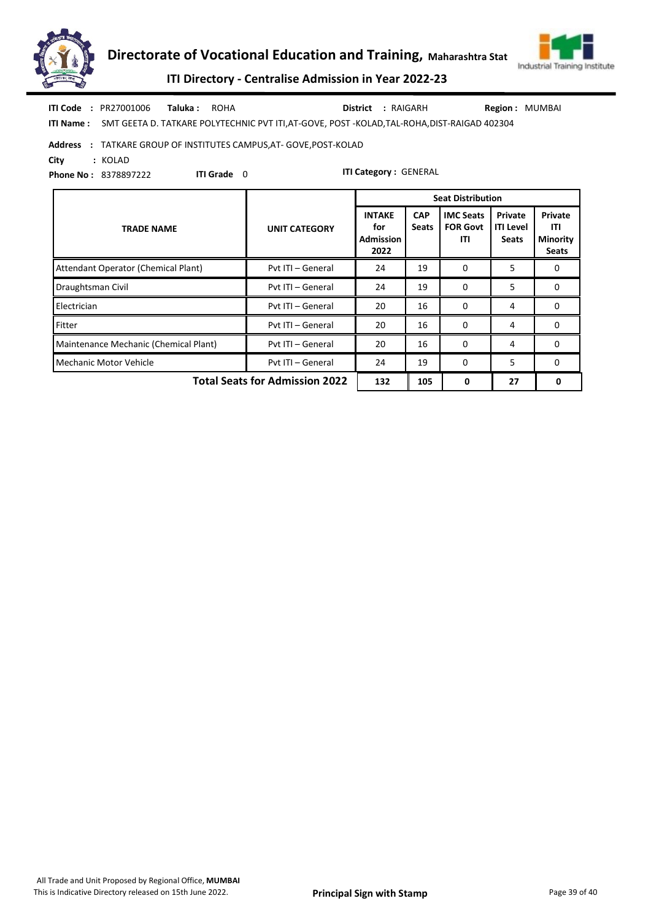**ITI Code :** PR27001006 **Taluka :** ROHA **District :** RAIGARH **Region :** MUMBAI

**ITI Name :** SMT GEETA D. TATKARE POLYTECHNIC PVT ITI,AT-GOVE, POST -KOLAD,TAL-ROHA,DIST-RAIGAD 402304

**Address :** TATKARE GROUP OF INSTITUTES CAMPUS,AT- GOVE,POST-KOLAD

**City :** KOLAD

**Phone No :** 8378897222 **ITI Grade** 0 **ITI Category :** GENERAL

| TRADE NAME | UNIT CATEGORY | Seat Distribution | | | | |
|---|---|---|---|---|---|---|
| | | INTAKE for Admission 2022 | CAP Seats | IMC Seats FOR Govt ITI | Private ITI Level Seats | Private ITI Minority Seats |
| Attendant Operator (Chemical Plant) | Pvt ITI – General | 24 | 19 | 0 | 5 | 0 |
| Draughtsman Civil | Pvt ITI – General | 24 | 19 | 0 | 5 | 0 |
| Electrician | Pvt ITI – General | 20 | 16 | 0 | 4 | 0 |
| Fitter | Pvt ITI – General | 20 | 16 | 0 | 4 | 0 |
| Maintenance Mechanic (Chemical Plant) | Pvt ITI – General | 20 | 16 | 0 | 4 | 0 |
| Mechanic Motor Vehicle | Pvt ITI – General | 24 | 19 | 0 | 5 | 0 |
| **Total Seats for Admission 2022** | | **132** | **105** | **0** | **27** | **0** |

All Trade and Unit Proposed by Regional Office, **MUMBAI**

This is Indicative Directory released on 15th June 2022.

**Principal Sign with Stamp**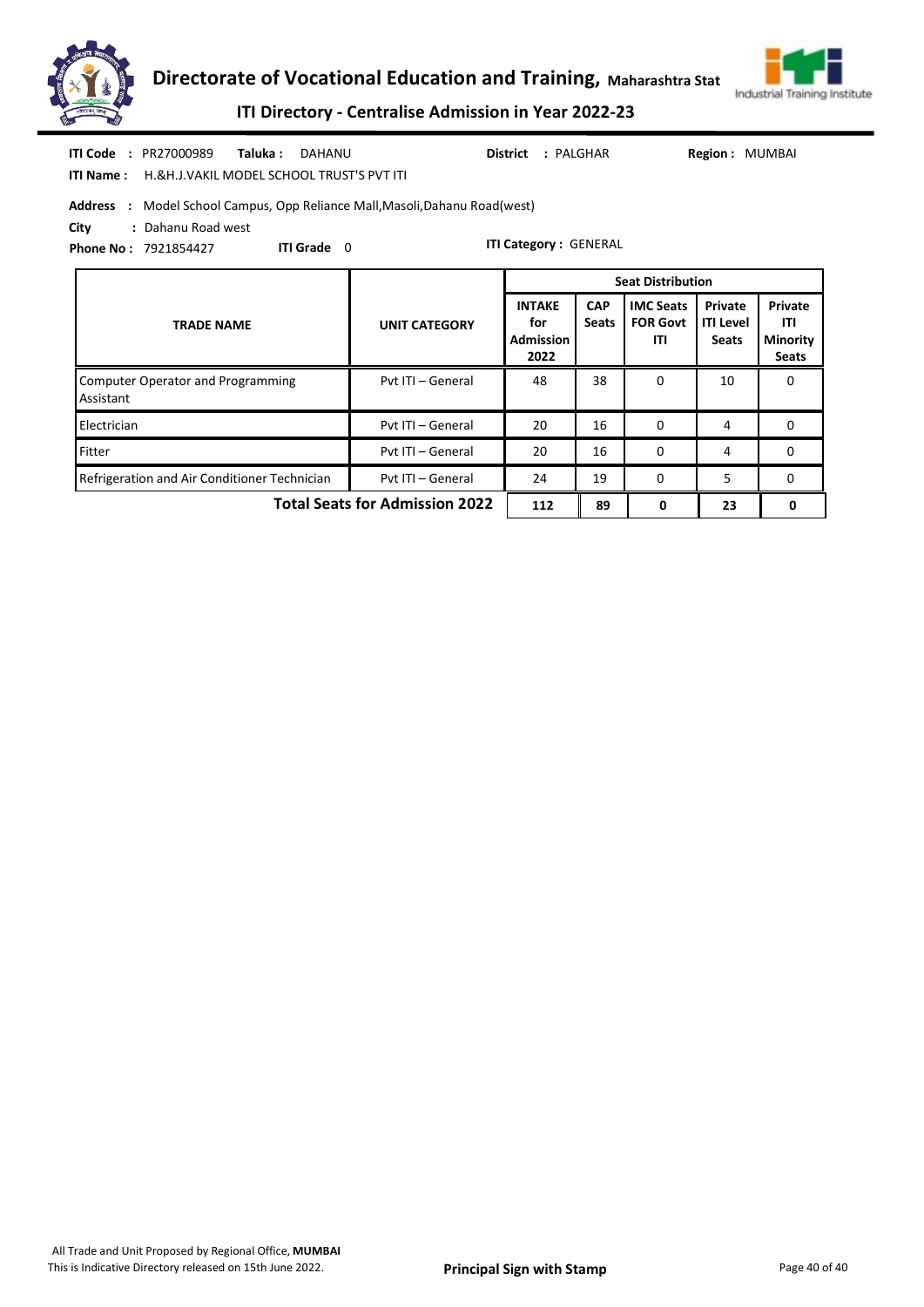**ITI Code** : PR27000989 **Taluka :** DAHANU **District** : PALGHAR **Region :** MUMBAI

**ITI Name :** H.&H.J.VAKIL MODEL SCHOOL TRUST'S PVT ITI

**Address** : Model School Campus, Opp Reliance Mall,Masoli,Dahanu Road(west)

**City** : Dahanu Road west

**Phone No :** 7921854427 **ITI Grade** 0 **ITI Category :** GENERAL

| TRADE NAME | UNIT CATEGORY | Seat Distribution | | | | |
|---|---|---|---|---|---|---|
| | | **INTAKE for Admission 2022** | **CAP Seats** | **IMC Seats FOR Govt ITI** | **Private ITI Level Seats** | **Private ITI Minority Seats** |
| Computer Operator and Programming Assistant | Pvt ITI – General | 48 | 38 | 0 | 10 | 0 |
| Electrician | Pvt ITI – General | 20 | 16 | 0 | 4 | 0 |
| Fitter | Pvt ITI – General | 20 | 16 | 0 | 4 | 0 |
| Refrigeration and Air Conditioner Technician | Pvt ITI – General | 24 | 19 | 0 | 5 | 0 |
| **Total Seats for Admission 2022** | | **112** | **89** | **0** | **23** | **0** |

All Trade and Unit Proposed by Regional Office, **MUMBAI**
This is Indicative Directory released on 15th June 2022.

**Principal Sign with Stamp**